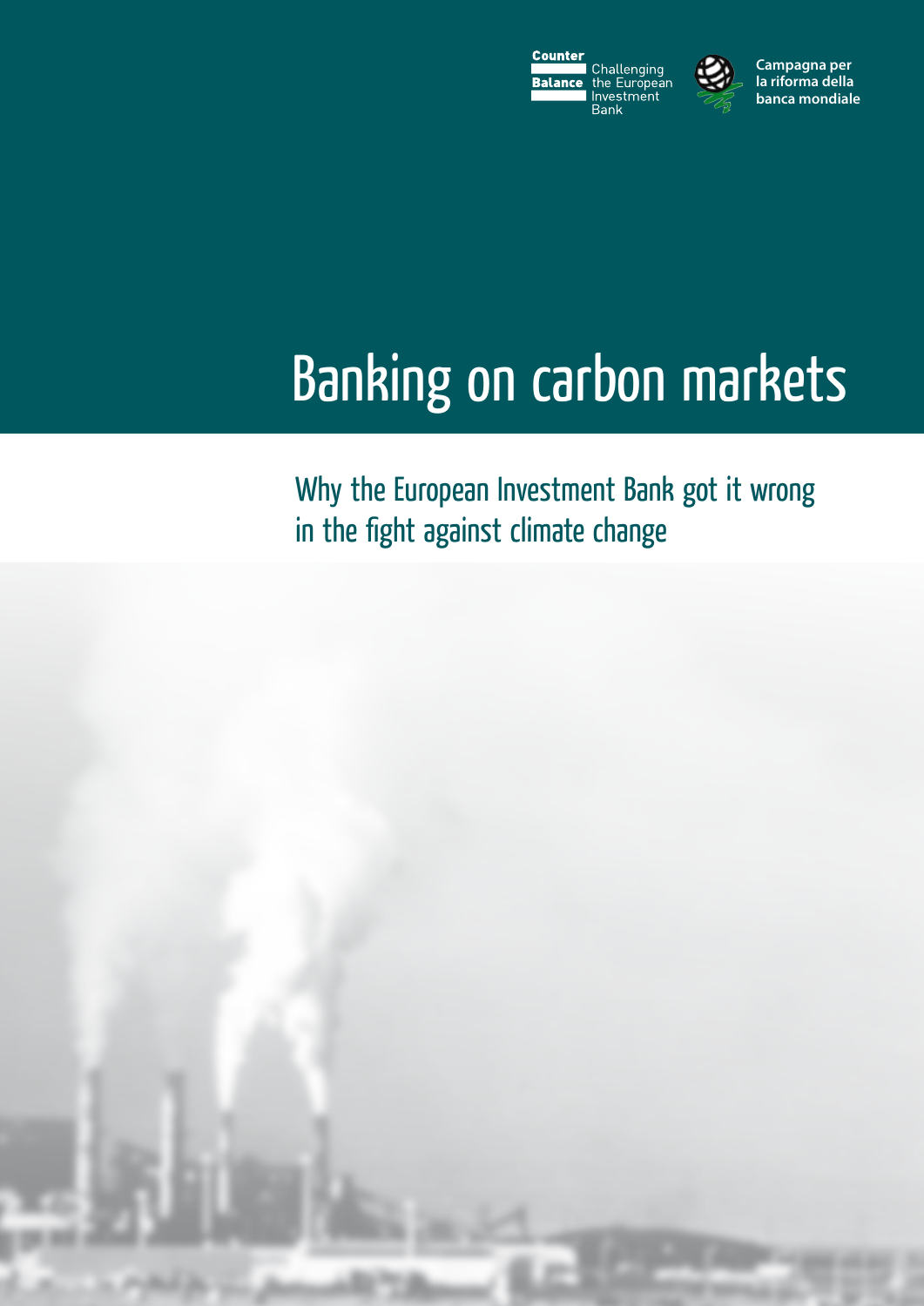Counter Balance — Challenging the European Investment Bank

Campagna per la riforma della banca mondiale

# Banking on carbon markets

## Why the European Investment Bank got it wrong in the fight against climate change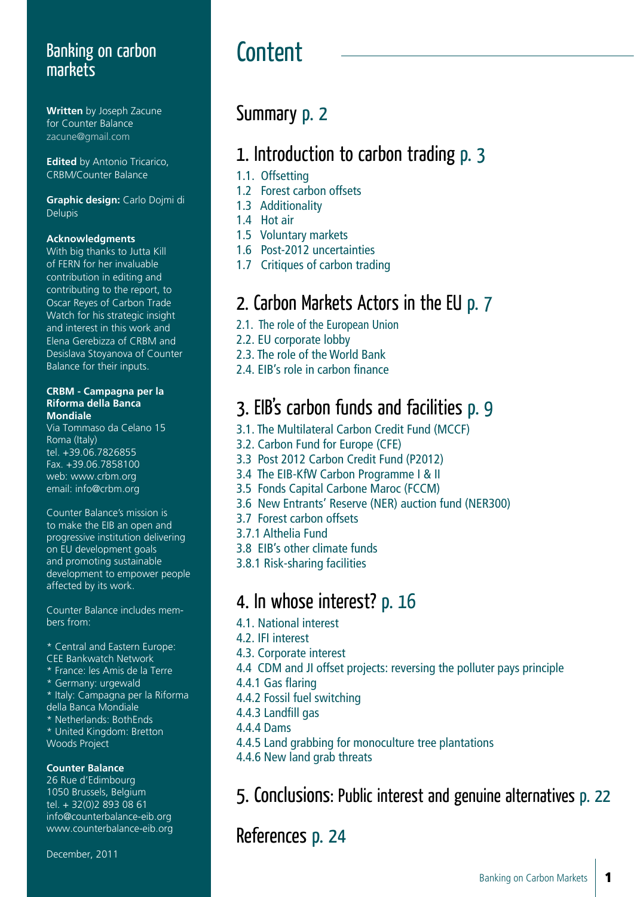# Banking on carbon markets

**Written** by Joseph Zacune for Counter Balance
zacune@gmail.com

**Edited** by Antonio Tricarico, CRBM/Counter Balance

**Graphic design:** Carlo Dojmi di Delupis

**Acknowledgments**
With big thanks to Jutta Kill of FERN for her invaluable contribution in editing and contributing to the report, to Oscar Reyes of Carbon Trade Watch for his strategic insight and interest in this work and Elena Gerebizza of CRBM and Desislava Stoyanova of Counter Balance for their inputs.

**CRBM - Campagna per la Riforma della Banca Mondiale**
Via Tommaso da Celano 15
Roma (Italy)
tel. +39.06.7826855
Fax. +39.06.7858100
web: www.crbm.org
email: info@crbm.org

Counter Balance's mission is to make the EIB an open and progressive institution delivering on EU development goals and promoting sustainable development to empower people affected by its work.

Counter Balance includes members from:

* Central and Eastern Europe: CEE Bankwatch Network
* France: les Amis de la Terre
* Germany: urgewald
* Italy: Campagna per la Riforma della Banca Mondiale
* Netherlands: BothEnds
* United Kingdom: Bretton Woods Project

**Counter Balance**
26 Rue d'Edimbourg
1050 Brussels, Belgium
tel. + 32(0)2 893 08 61
info@counterbalance-eib.org
www.counterbalance-eib.org

December, 2011

# Content

## Summary p. 2

## 1. Introduction to carbon trading p. 3

1.1. Offsetting
1.2 Forest carbon offsets
1.3 Additionality
1.4 Hot air
1.5 Voluntary markets
1.6 Post-2012 uncertainties
1.7 Critiques of carbon trading

## 2. Carbon Markets Actors in the EU p. 7

2.1. The role of the European Union
2.2. EU corporate lobby
2.3. The role of the World Bank
2.4. EIB's role in carbon finance

## 3. EIB's carbon funds and facilities p. 9

3.1. The Multilateral Carbon Credit Fund (MCCF)
3.2. Carbon Fund for Europe (CFE)
3.3 Post 2012 Carbon Credit Fund (P2012)
3.4 The EIB-KfW Carbon Programme I & II
3.5 Fonds Capital Carbone Maroc (FCCM)
3.6 New Entrants' Reserve (NER) auction fund (NER300)
3.7 Forest carbon offsets
3.7.1 Althelia Fund
3.8 EIB's other climate funds
3.8.1 Risk-sharing facilities

## 4. In whose interest? p. 16

4.1. National interest
4.2. IFI interest
4.3. Corporate interest
4.4 CDM and JI offset projects: reversing the polluter pays principle
4.4.1 Gas flaring
4.4.2 Fossil fuel switching
4.4.3 Landfill gas
4.4.4 Dams
4.4.5 Land grabbing for monoculture tree plantations
4.4.6 New land grab threats

## 5. Conclusions: Public interest and genuine alternatives p. 22

## References p. 24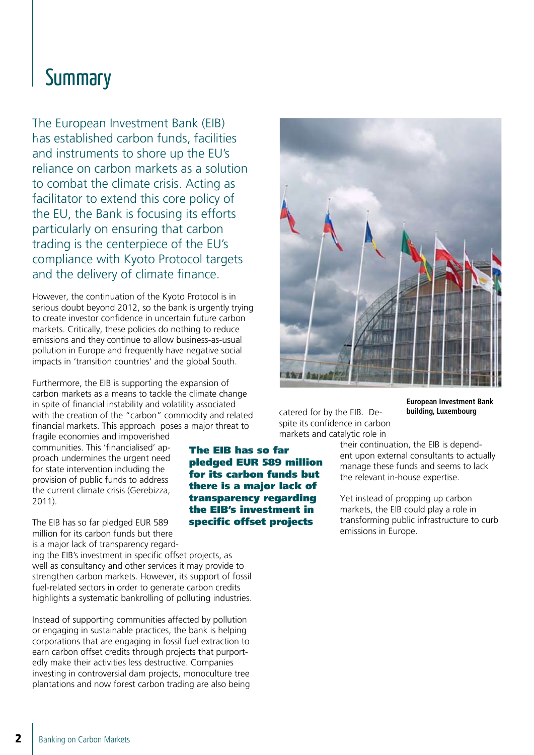# Summary

The European Investment Bank (EIB) has established carbon funds, facilities and instruments to shore up the EU's reliance on carbon markets as a solution to combat the climate crisis. Acting as facilitator to extend this core policy of the EU, the Bank is focusing its efforts particularly on ensuring that carbon trading is the centerpiece of the EU's compliance with Kyoto Protocol targets and the delivery of climate finance.

However, the continuation of the Kyoto Protocol is in serious doubt beyond 2012, so the bank is urgently trying to create investor confidence in uncertain future carbon markets. Critically, these policies do nothing to reduce emissions and they continue to allow business-as-usual pollution in Europe and frequently have negative social impacts in 'transition countries' and the global South.

Furthermore, the EIB is supporting the expansion of carbon markets as a means to tackle the climate change in spite of financial instability and volatility associated with the creation of the "carbon" commodity and related financial markets. This approach poses a major threat to fragile economies and impoverished communities. This 'financialised' approach undermines the urgent need for state intervention including the provision of public funds to address the current climate crisis (Gerebizza, 2011).

**The EIB has so far pledged EUR 589 million for its carbon funds but there is a major lack of transparency regarding the EIB's investment in specific offset projects**

The EIB has so far pledged EUR 589 million for its carbon funds but there is a major lack of transparency regarding the EIB's investment in specific offset projects, as well as consultancy and other services it may provide to strengthen carbon markets. However, its support of fossil fuel-related sectors in order to generate carbon credits highlights a systematic bankrolling of polluting industries.

Instead of supporting communities affected by pollution or engaging in sustainable practices, the bank is helping corporations that are engaging in fossil fuel extraction to earn carbon offset credits through projects that purportedly make their activities less destructive. Companies investing in controversial dam projects, monoculture tree plantations and now forest carbon trading are also being catered for by the EIB. Despite its confidence in carbon markets and catalytic role in their continuation, the EIB is dependent upon external consultants to actually manage these funds and seems to lack the relevant in-house expertise.

Yet instead of propping up carbon markets, the EIB could play a role in transforming public infrastructure to curb emissions in Europe.

**European Investment Bank building, Luxembourg**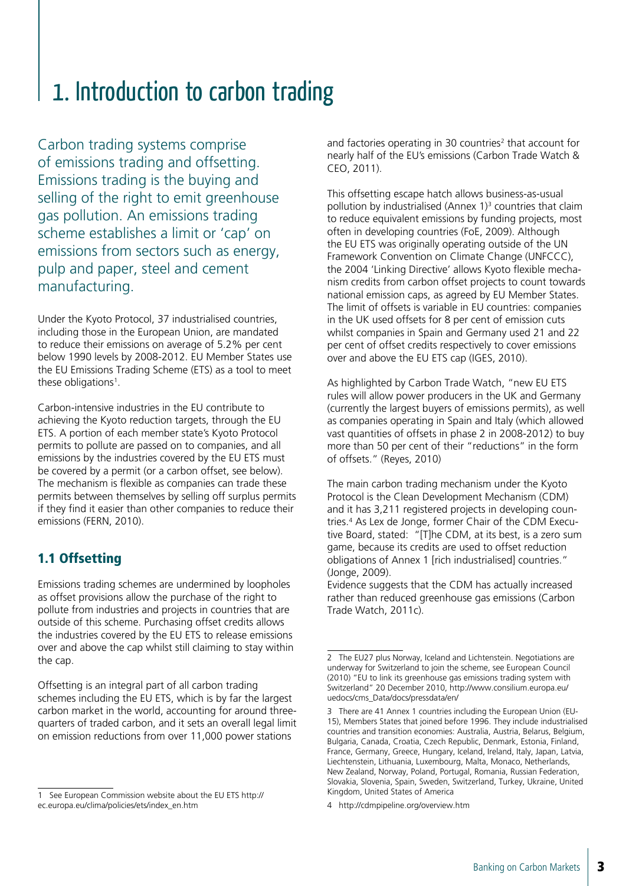# 1. Introduction to carbon trading

Carbon trading systems comprise of emissions trading and offsetting. Emissions trading is the buying and selling of the right to emit greenhouse gas pollution. An emissions trading scheme establishes a limit or 'cap' on emissions from sectors such as energy, pulp and paper, steel and cement manufacturing.

Under the Kyoto Protocol, 37 industrialised countries, including those in the European Union, are mandated to reduce their emissions on average of 5.2% per cent below 1990 levels by 2008-2012. EU Member States use the EU Emissions Trading Scheme (ETS) as a tool to meet these obligations[1].

Carbon-intensive industries in the EU contribute to achieving the Kyoto reduction targets, through the EU ETS. A portion of each member state's Kyoto Protocol permits to pollute are passed on to companies, and all emissions by the industries covered by the EU ETS must be covered by a permit (or a carbon offset, see below). The mechanism is flexible as companies can trade these permits between themselves by selling off surplus permits if they find it easier than other companies to reduce their emissions (FERN, 2010).

## 1.1 Offsetting

Emissions trading schemes are undermined by loopholes as offset provisions allow the purchase of the right to pollute from industries and projects in countries that are outside of this scheme. Purchasing offset credits allows the industries covered by the EU ETS to release emissions over and above the cap whilst still claiming to stay within the cap.

Offsetting is an integral part of all carbon trading schemes including the EU ETS, which is by far the largest carbon market in the world, accounting for around three-quarters of traded carbon, and it sets an overall legal limit on emission reductions from over 11,000 power stations and factories operating in 30 countries[2] that account for nearly half of the EU's emissions (Carbon Trade Watch & CEO, 2011).

This offsetting escape hatch allows business-as-usual pollution by industrialised (Annex 1)[3] countries that claim to reduce equivalent emissions by funding projects, most often in developing countries (FoE, 2009). Although the EU ETS was originally operating outside of the UN Framework Convention on Climate Change (UNFCCC), the 2004 'Linking Directive' allows Kyoto flexible mechanism credits from carbon offset projects to count towards national emission caps, as agreed by EU Member States. The limit of offsets is variable in EU countries: companies in the UK used offsets for 8 per cent of emission cuts whilst companies in Spain and Germany used 21 and 22 per cent of offset credits respectively to cover emissions over and above the EU ETS cap (IGES, 2010).

As highlighted by Carbon Trade Watch, "new EU ETS rules will allow power producers in the UK and Germany (currently the largest buyers of emissions permits), as well as companies operating in Spain and Italy (which allowed vast quantities of offsets in phase 2 in 2008-2012) to buy more than 50 per cent of their "reductions" in the form of offsets." (Reyes, 2010)

The main carbon trading mechanism under the Kyoto Protocol is the Clean Development Mechanism (CDM) and it has 3,211 registered projects in developing countries.[4] As Lex de Jonge, former Chair of the CDM Executive Board, stated: "[T]he CDM, at its best, is a zero sum game, because its credits are used to offset reduction obligations of Annex 1 [rich industrialised] countries." (Jonge, 2009).

Evidence suggests that the CDM has actually increased rather than reduced greenhouse gas emissions (Carbon Trade Watch, 2011c).

---

1 See European Commission website about the EU ETS http://ec.europa.eu/clima/policies/ets/index_en.htm

2 The EU27 plus Norway, Iceland and Lichtenstein. Negotiations are underway for Switzerland to join the scheme, see European Council (2010) "EU to link its greenhouse gas emissions trading system with Switzerland" 20 December 2010, http://www.consilium.europa.eu/uedocs/cms_Data/docs/pressdata/en/

3 There are 41 Annex 1 countries including the European Union (EU-15), Members States that joined before 1996. They include industrialised countries and transition economies: Australia, Austria, Belarus, Belgium, Bulgaria, Canada, Croatia, Czech Republic, Denmark, Estonia, Finland, France, Germany, Greece, Hungary, Iceland, Ireland, Italy, Japan, Latvia, Liechtenstein, Lithuania, Luxembourg, Malta, Monaco, Netherlands, New Zealand, Norway, Poland, Portugal, Romania, Russian Federation, Slovakia, Slovenia, Spain, Sweden, Switzerland, Turkey, Ukraine, United Kingdom, United States of America

4 http://cdmpipeline.org/overview.htm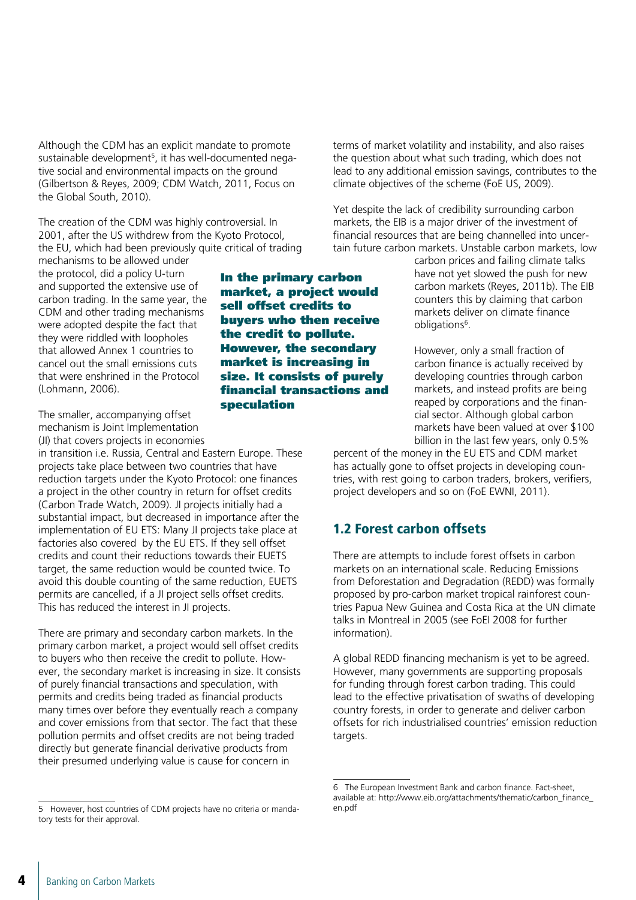Although the CDM has an explicit mandate to promote sustainable development[5], it has well-documented negative social and environmental impacts on the ground (Gilbertson & Reyes, 2009; CDM Watch, 2011, Focus on the Global South, 2010).

The creation of the CDM was highly controversial. In 2001, after the US withdrew from the Kyoto Protocol, the EU, which had been previously quite critical of trading mechanisms to be allowed under the protocol, did a policy U-turn and supported the extensive use of carbon trading. In the same year, the CDM and other trading mechanisms were adopted despite the fact that they were riddled with loopholes that allowed Annex 1 countries to cancel out the small emissions cuts that were enshrined in the Protocol (Lohmann, 2006).

The smaller, accompanying offset mechanism is Joint Implementation (JI) that covers projects in economies in transition i.e. Russia, Central and Eastern Europe. These projects take place between two countries that have reduction targets under the Kyoto Protocol: one finances a project in the other country in return for offset credits (Carbon Trade Watch, 2009). JI projects initially had a substantial impact, but decreased in importance after the implementation of EU ETS: Many JI projects take place at factories also covered by the EU ETS. If they sell offset credits and count their reductions towards their EUETS target, the same reduction would be counted twice. To avoid this double counting of the same reduction, EUETS permits are cancelled, if a JI project sells offset credits. This has reduced the interest in JI projects.

**In the primary carbon market, a project would sell offset credits to buyers who then receive the credit to pollute. However, the secondary market is increasing in size. It consists of purely financial transactions and speculation**

There are primary and secondary carbon markets. In the primary carbon market, a project would sell offset credits to buyers who then receive the credit to pollute. However, the secondary market is increasing in size. It consists of purely financial transactions and speculation, with permits and credits being traded as financial products many times over before they eventually reach a company and cover emissions from that sector. The fact that these pollution permits and offset credits are not being traded directly but generate financial derivative products from their presumed underlying value is cause for concern in terms of market volatility and instability, and also raises the question about what such trading, which does not lead to any additional emission savings, contributes to the climate objectives of the scheme (FoE US, 2009).

Yet despite the lack of credibility surrounding carbon markets, the EIB is a major driver of the investment of financial resources that are being channelled into uncertain future carbon markets. Unstable carbon markets, low carbon prices and failing climate talks have not yet slowed the push for new carbon markets (Reyes, 2011b). The EIB counters this by claiming that carbon markets deliver on climate finance obligations[6].

However, only a small fraction of carbon finance is actually received by developing countries through carbon markets, and instead profits are being reaped by corporations and the financial sector. Although global carbon markets have been valued at over $100 billion in the last few years, only 0.5% percent of the money in the EU ETS and CDM market has actually gone to offset projects in developing countries, with rest going to carbon traders, brokers, verifiers, project developers and so on (FoE EWNI, 2011).

## 1.2 Forest carbon offsets

There are attempts to include forest offsets in carbon markets on an international scale. Reducing Emissions from Deforestation and Degradation (REDD) was formally proposed by pro-carbon market tropical rainforest countries Papua New Guinea and Costa Rica at the UN climate talks in Montreal in 2005 (see FoEI 2008 for further information).

A global REDD financing mechanism is yet to be agreed. However, many governments are supporting proposals for funding through forest carbon trading. This could lead to the effective privatisation of swaths of developing country forests, in order to generate and deliver carbon offsets for rich industrialised countries' emission reduction targets.

---

5 However, host countries of CDM projects have no criteria or mandatory tests for their approval.

6 The European Investment Bank and carbon finance. Fact-sheet, available at: http://www.eib.org/attachments/thematic/carbon_finance_en.pdf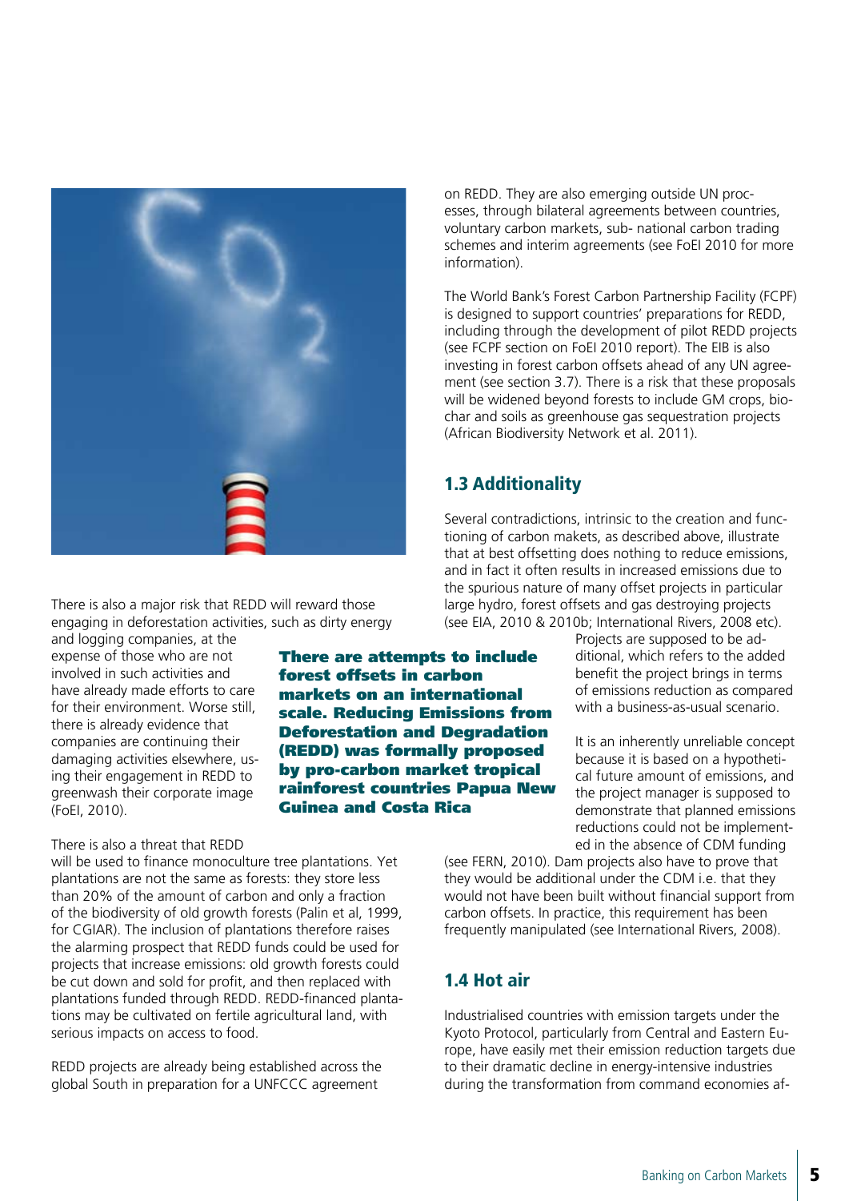There is also a major risk that REDD will reward those engaging in deforestation activities, such as dirty energy and logging companies, at the expense of those who are not involved in such activities and have already made efforts to care for their environment. Worse still, there is already evidence that companies are continuing their damaging activities elsewhere, using their engagement in REDD to greenwash their corporate image (FoEI, 2010).

**There are attempts to include forest offsets in carbon markets on an international scale. Reducing Emissions from Deforestation and Degradation (REDD) was formally proposed by pro-carbon market tropical rainforest countries Papua New Guinea and Costa Rica**

There is also a threat that REDD will be used to finance monoculture tree plantations. Yet plantations are not the same as forests: they store less than 20% of the amount of carbon and only a fraction of the biodiversity of old growth forests (Palin et al, 1999, for CGIAR). The inclusion of plantations therefore raises the alarming prospect that REDD funds could be used for projects that increase emissions: old growth forests could be cut down and sold for profit, and then replaced with plantations funded through REDD. REDD-financed plantations may be cultivated on fertile agricultural land, with serious impacts on access to food.

REDD projects are already being established across the global South in preparation for a UNFCCC agreement on REDD. They are also emerging outside UN processes, through bilateral agreements between countries, voluntary carbon markets, sub- national carbon trading schemes and interim agreements (see FoEI 2010 for more information).

The World Bank's Forest Carbon Partnership Facility (FCPF) is designed to support countries' preparations for REDD, including through the development of pilot REDD projects (see FCPF section on FoEI 2010 report). The EIB is also investing in forest carbon offsets ahead of any UN agreement (see section 3.7). There is a risk that these proposals will be widened beyond forests to include GM crops, biochar and soils as greenhouse gas sequestration projects (African Biodiversity Network et al. 2011).

## 1.3 Additionality

Several contradictions, intrinsic to the creation and functioning of carbon makets, as described above, illustrate that at best offsetting does nothing to reduce emissions, and in fact it often results in increased emissions due to the spurious nature of many offset projects in particular large hydro, forest offsets and gas destroying projects (see EIA, 2010 & 2010b; International Rivers, 2008 etc). Projects are supposed to be additional, which refers to the added benefit the project brings in terms of emissions reduction as compared with a business-as-usual scenario.

It is an inherently unreliable concept because it is based on a hypothetical future amount of emissions, and the project manager is supposed to demonstrate that planned emissions reductions could not be implemented in the absence of CDM funding (see FERN, 2010). Dam projects also have to prove that they would be additional under the CDM i.e. that they would not have been built without financial support from carbon offsets. In practice, this requirement has been frequently manipulated (see International Rivers, 2008).

## 1.4 Hot air

Industrialised countries with emission targets under the Kyoto Protocol, particularly from Central and Eastern Europe, have easily met their emission reduction targets due to their dramatic decline in energy-intensive industries during the transformation from command economies af-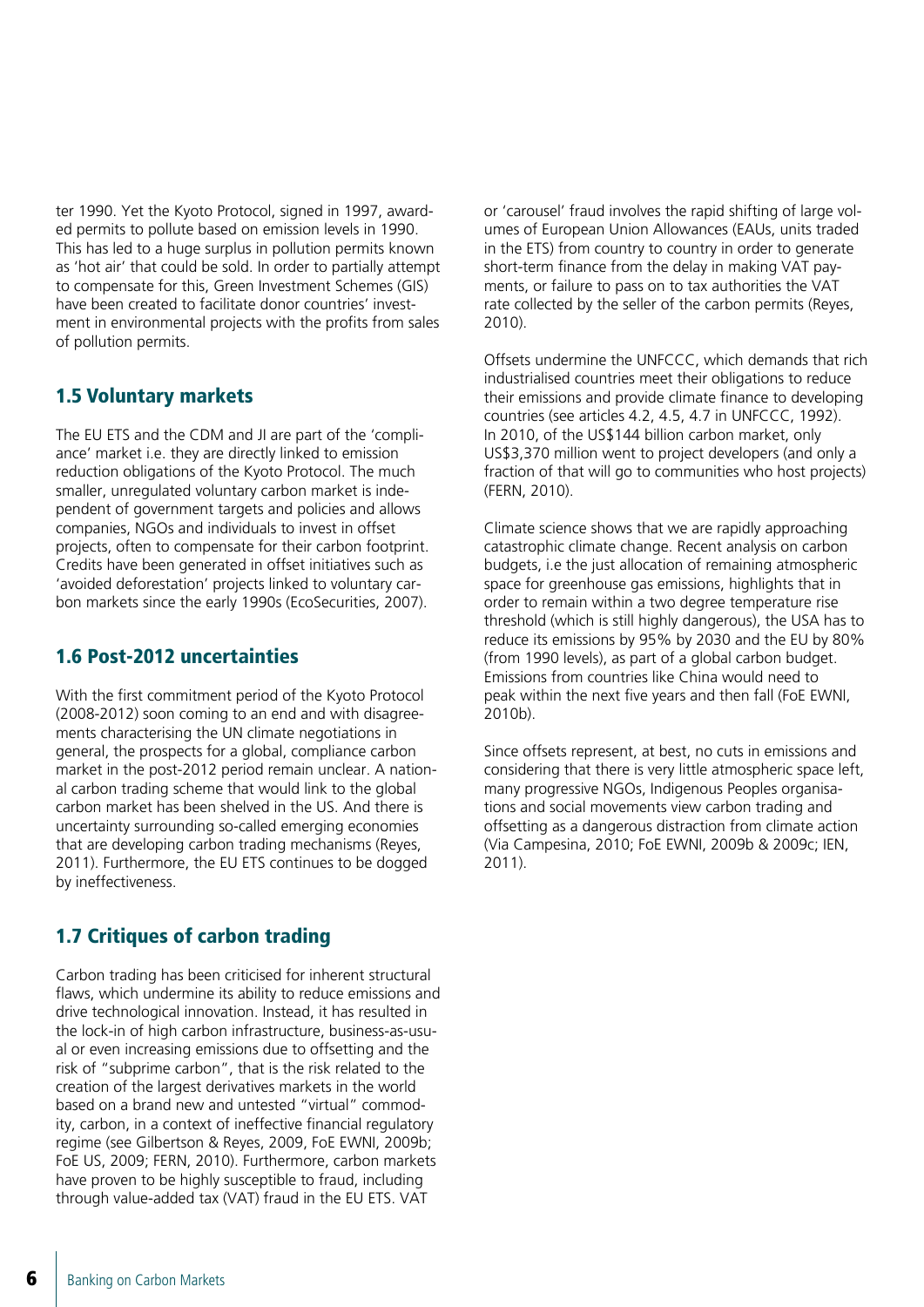ter 1990. Yet the Kyoto Protocol, signed in 1997, awarded permits to pollute based on emission levels in 1990. This has led to a huge surplus in pollution permits known as 'hot air' that could be sold. In order to partially attempt to compensate for this, Green Investment Schemes (GIS) have been created to facilitate donor countries' investment in environmental projects with the profits from sales of pollution permits.

## 1.5 Voluntary markets

The EU ETS and the CDM and JI are part of the 'compliance' market i.e. they are directly linked to emission reduction obligations of the Kyoto Protocol. The much smaller, unregulated voluntary carbon market is independent of government targets and policies and allows companies, NGOs and individuals to invest in offset projects, often to compensate for their carbon footprint. Credits have been generated in offset initiatives such as 'avoided deforestation' projects linked to voluntary carbon markets since the early 1990s (EcoSecurities, 2007).

## 1.6 Post-2012 uncertainties

With the first commitment period of the Kyoto Protocol (2008-2012) soon coming to an end and with disagreements characterising the UN climate negotiations in general, the prospects for a global, compliance carbon market in the post-2012 period remain unclear. A national carbon trading scheme that would link to the global carbon market has been shelved in the US. And there is uncertainty surrounding so-called emerging economies that are developing carbon trading mechanisms (Reyes, 2011). Furthermore, the EU ETS continues to be dogged by ineffectiveness.

## 1.7 Critiques of carbon trading

Carbon trading has been criticised for inherent structural flaws, which undermine its ability to reduce emissions and drive technological innovation. Instead, it has resulted in the lock-in of high carbon infrastructure, business-as-usual or even increasing emissions due to offsetting and the risk of "subprime carbon", that is the risk related to the creation of the largest derivatives markets in the world based on a brand new and untested "virtual" commodity, carbon, in a context of ineffective financial regulatory regime (see Gilbertson & Reyes, 2009, FoE EWNI, 2009b; FoE US, 2009; FERN, 2010). Furthermore, carbon markets have proven to be highly susceptible to fraud, including through value-added tax (VAT) fraud in the EU ETS. VAT or 'carousel' fraud involves the rapid shifting of large volumes of European Union Allowances (EAUs, units traded in the ETS) from country to country in order to generate short-term finance from the delay in making VAT payments, or failure to pass on to tax authorities the VAT rate collected by the seller of the carbon permits (Reyes, 2010).

Offsets undermine the UNFCCC, which demands that rich industrialised countries meet their obligations to reduce their emissions and provide climate finance to developing countries (see articles 4.2, 4.5, 4.7 in UNFCCC, 1992). In 2010, of the US$144 billion carbon market, only US$3,370 million went to project developers (and only a fraction of that will go to communities who host projects) (FERN, 2010).

Climate science shows that we are rapidly approaching catastrophic climate change. Recent analysis on carbon budgets, i.e the just allocation of remaining atmospheric space for greenhouse gas emissions, highlights that in order to remain within a two degree temperature rise threshold (which is still highly dangerous), the USA has to reduce its emissions by 95% by 2030 and the EU by 80% (from 1990 levels), as part of a global carbon budget. Emissions from countries like China would need to peak within the next five years and then fall (FoE EWNI, 2010b).

Since offsets represent, at best, no cuts in emissions and considering that there is very little atmospheric space left, many progressive NGOs, Indigenous Peoples organisations and social movements view carbon trading and offsetting as a dangerous distraction from climate action (Via Campesina, 2010; FoE EWNI, 2009b & 2009c; IEN, 2011).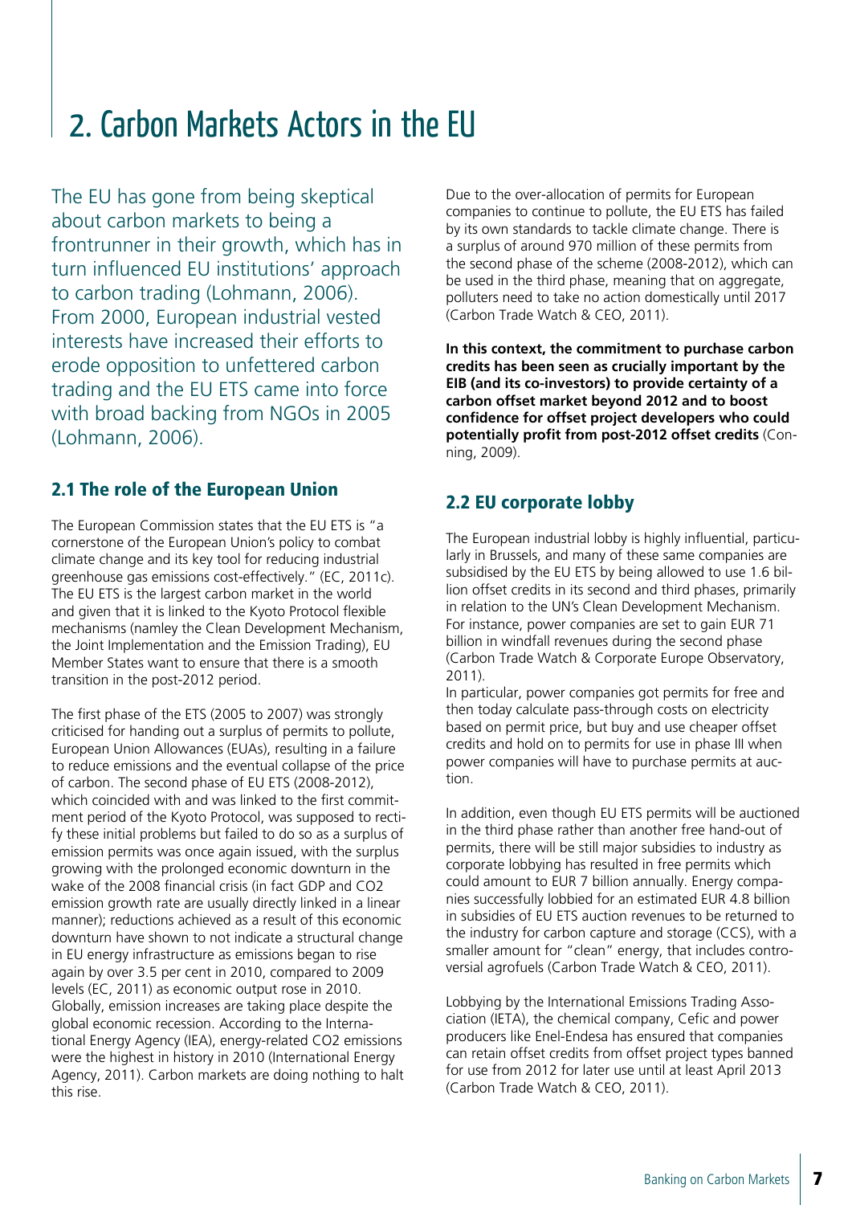# 2. Carbon Markets Actors in the EU

The EU has gone from being skeptical about carbon markets to being a frontrunner in their growth, which has in turn influenced EU institutions' approach to carbon trading (Lohmann, 2006). From 2000, European industrial vested interests have increased their efforts to erode opposition to unfettered carbon trading and the EU ETS came into force with broad backing from NGOs in 2005 (Lohmann, 2006).

## 2.1 The role of the European Union

The European Commission states that the EU ETS is "a cornerstone of the European Union's policy to combat climate change and its key tool for reducing industrial greenhouse gas emissions cost-effectively." (EC, 2011c). The EU ETS is the largest carbon market in the world and given that it is linked to the Kyoto Protocol flexible mechanisms (namley the Clean Development Mechanism, the Joint Implementation and the Emission Trading), EU Member States want to ensure that there is a smooth transition in the post-2012 period.

The first phase of the ETS (2005 to 2007) was strongly criticised for handing out a surplus of permits to pollute, European Union Allowances (EUAs), resulting in a failure to reduce emissions and the eventual collapse of the price of carbon. The second phase of EU ETS (2008-2012), which coincided with and was linked to the first commitment period of the Kyoto Protocol, was supposed to rectify these initial problems but failed to do so as a surplus of emission permits was once again issued, with the surplus growing with the prolonged economic downturn in the wake of the 2008 financial crisis (in fact GDP and CO2 emission growth rate are usually directly linked in a linear manner); reductions achieved as a result of this economic downturn have shown to not indicate a structural change in EU energy infrastructure as emissions began to rise again by over 3.5 per cent in 2010, compared to 2009 levels (EC, 2011) as economic output rose in 2010. Globally, emission increases are taking place despite the global economic recession. According to the International Energy Agency (IEA), energy-related CO2 emissions were the highest in history in 2010 (International Energy Agency, 2011). Carbon markets are doing nothing to halt this rise.

Due to the over-allocation of permits for European companies to continue to pollute, the EU ETS has failed by its own standards to tackle climate change. There is a surplus of around 970 million of these permits from the second phase of the scheme (2008-2012), which can be used in the third phase, meaning that on aggregate, polluters need to take no action domestically until 2017 (Carbon Trade Watch & CEO, 2011).

**In this context, the commitment to purchase carbon credits has been seen as crucially important by the EIB (and its co-investors) to provide certainty of a carbon offset market beyond 2012 and to boost confidence for offset project developers who could potentially profit from post-2012 offset credits** (Conning, 2009).

## 2.2 EU corporate lobby

The European industrial lobby is highly influential, particularly in Brussels, and many of these same companies are subsidised by the EU ETS by being allowed to use 1.6 billion offset credits in its second and third phases, primarily in relation to the UN's Clean Development Mechanism. For instance, power companies are set to gain EUR 71 billion in windfall revenues during the second phase (Carbon Trade Watch & Corporate Europe Observatory, 2011).
In particular, power companies got permits for free and then today calculate pass-through costs on electricity based on permit price, but buy and use cheaper offset credits and hold on to permits for use in phase III when power companies will have to purchase permits at auction.

In addition, even though EU ETS permits will be auctioned in the third phase rather than another free hand-out of permits, there will be still major subsidies to industry as corporate lobbying has resulted in free permits which could amount to EUR 7 billion annually. Energy companies successfully lobbied for an estimated EUR 4.8 billion in subsidies of EU ETS auction revenues to be returned to the industry for carbon capture and storage (CCS), with a smaller amount for "clean" energy, that includes controversial agrofuels (Carbon Trade Watch & CEO, 2011).

Lobbying by the International Emissions Trading Association (IETA), the chemical company, Cefic and power producers like Enel-Endesa has ensured that companies can retain offset credits from offset project types banned for use from 2012 for later use until at least April 2013 (Carbon Trade Watch & CEO, 2011).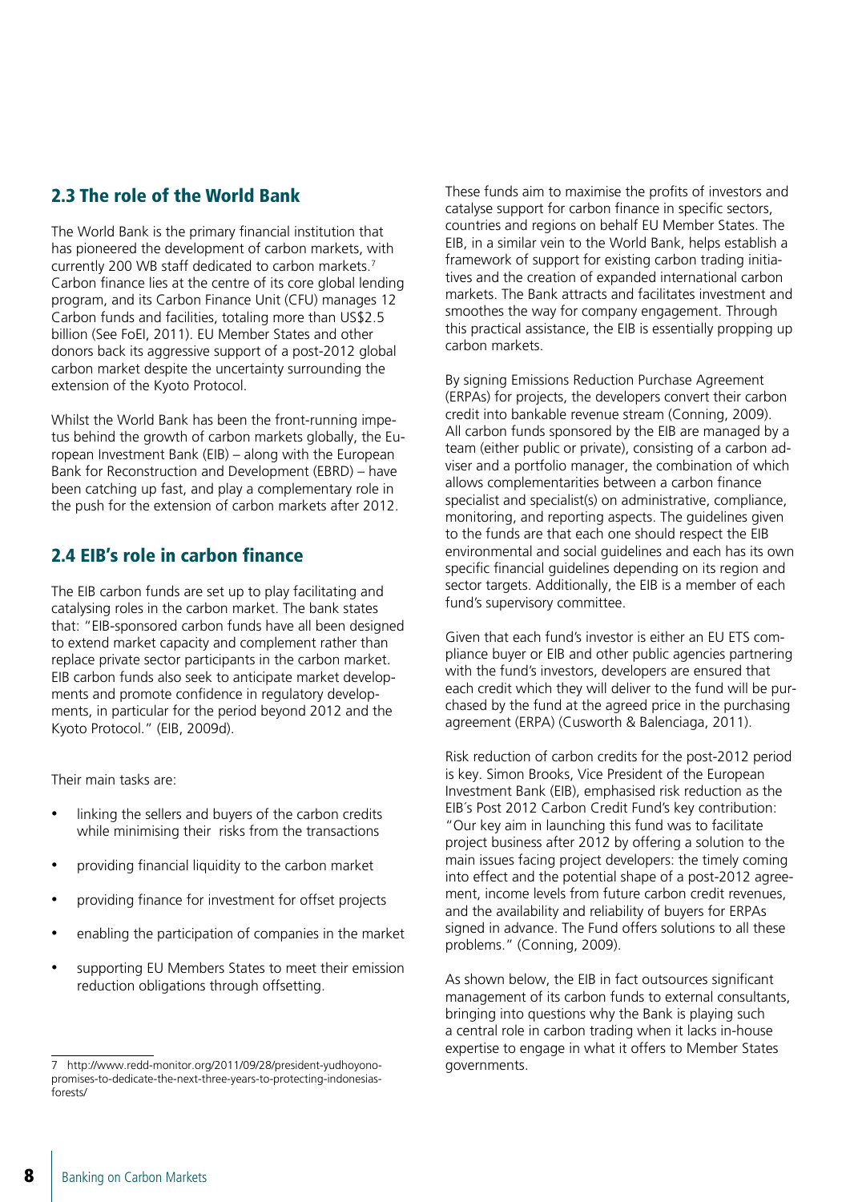## 2.3 The role of the World Bank

The World Bank is the primary financial institution that has pioneered the development of carbon markets, with currently 200 WB staff dedicated to carbon markets.[7] Carbon finance lies at the centre of its core global lending program, and its Carbon Finance Unit (CFU) manages 12 Carbon funds and facilities, totaling more than US$2.5 billion (See FoEI, 2011). EU Member States and other donors back its aggressive support of a post-2012 global carbon market despite the uncertainty surrounding the extension of the Kyoto Protocol.

Whilst the World Bank has been the front-running impetus behind the growth of carbon markets globally, the European Investment Bank (EIB) – along with the European Bank for Reconstruction and Development (EBRD) – have been catching up fast, and play a complementary role in the push for the extension of carbon markets after 2012.

## 2.4 EIB's role in carbon finance

The EIB carbon funds are set up to play facilitating and catalysing roles in the carbon market. The bank states that: "EIB-sponsored carbon funds have all been designed to extend market capacity and complement rather than replace private sector participants in the carbon market. EIB carbon funds also seek to anticipate market developments and promote confidence in regulatory developments, in particular for the period beyond 2012 and the Kyoto Protocol." (EIB, 2009d).

Their main tasks are:

- linking the sellers and buyers of the carbon credits while minimising their risks from the transactions
- providing financial liquidity to the carbon market
- providing finance for investment for offset projects
- enabling the participation of companies in the market
- supporting EU Members States to meet their emission reduction obligations through offsetting.

These funds aim to maximise the profits of investors and catalyse support for carbon finance in specific sectors, countries and regions on behalf EU Member States. The EIB, in a similar vein to the World Bank, helps establish a framework of support for existing carbon trading initiatives and the creation of expanded international carbon markets. The Bank attracts and facilitates investment and smoothes the way for company engagement. Through this practical assistance, the EIB is essentially propping up carbon markets.

By signing Emissions Reduction Purchase Agreement (ERPAs) for projects, the developers convert their carbon credit into bankable revenue stream (Conning, 2009). All carbon funds sponsored by the EIB are managed by a team (either public or private), consisting of a carbon adviser and a portfolio manager, the combination of which allows complementarities between a carbon finance specialist and specialist(s) on administrative, compliance, monitoring, and reporting aspects. The guidelines given to the funds are that each one should respect the EIB environmental and social guidelines and each has its own specific financial guidelines depending on its region and sector targets. Additionally, the EIB is a member of each fund's supervisory committee.

Given that each fund's investor is either an EU ETS compliance buyer or EIB and other public agencies partnering with the fund's investors, developers are ensured that each credit which they will deliver to the fund will be purchased by the fund at the agreed price in the purchasing agreement (ERPA) (Cusworth & Balenciaga, 2011).

Risk reduction of carbon credits for the post-2012 period is key. Simon Brooks, Vice President of the European Investment Bank (EIB), emphasised risk reduction as the EIB´s Post 2012 Carbon Credit Fund's key contribution: "Our key aim in launching this fund was to facilitate project business after 2012 by offering a solution to the main issues facing project developers: the timely coming into effect and the potential shape of a post-2012 agreement, income levels from future carbon credit revenues, and the availability and reliability of buyers for ERPAs signed in advance. The Fund offers solutions to all these problems." (Conning, 2009).

As shown below, the EIB in fact outsources significant management of its carbon funds to external consultants, bringing into questions why the Bank is playing such a central role in carbon trading when it lacks in-house expertise to engage in what it offers to Member States governments.

---

7 http://www.redd-monitor.org/2011/09/28/president-yudhoyono-promises-to-dedicate-the-next-three-years-to-protecting-indonesias-forests/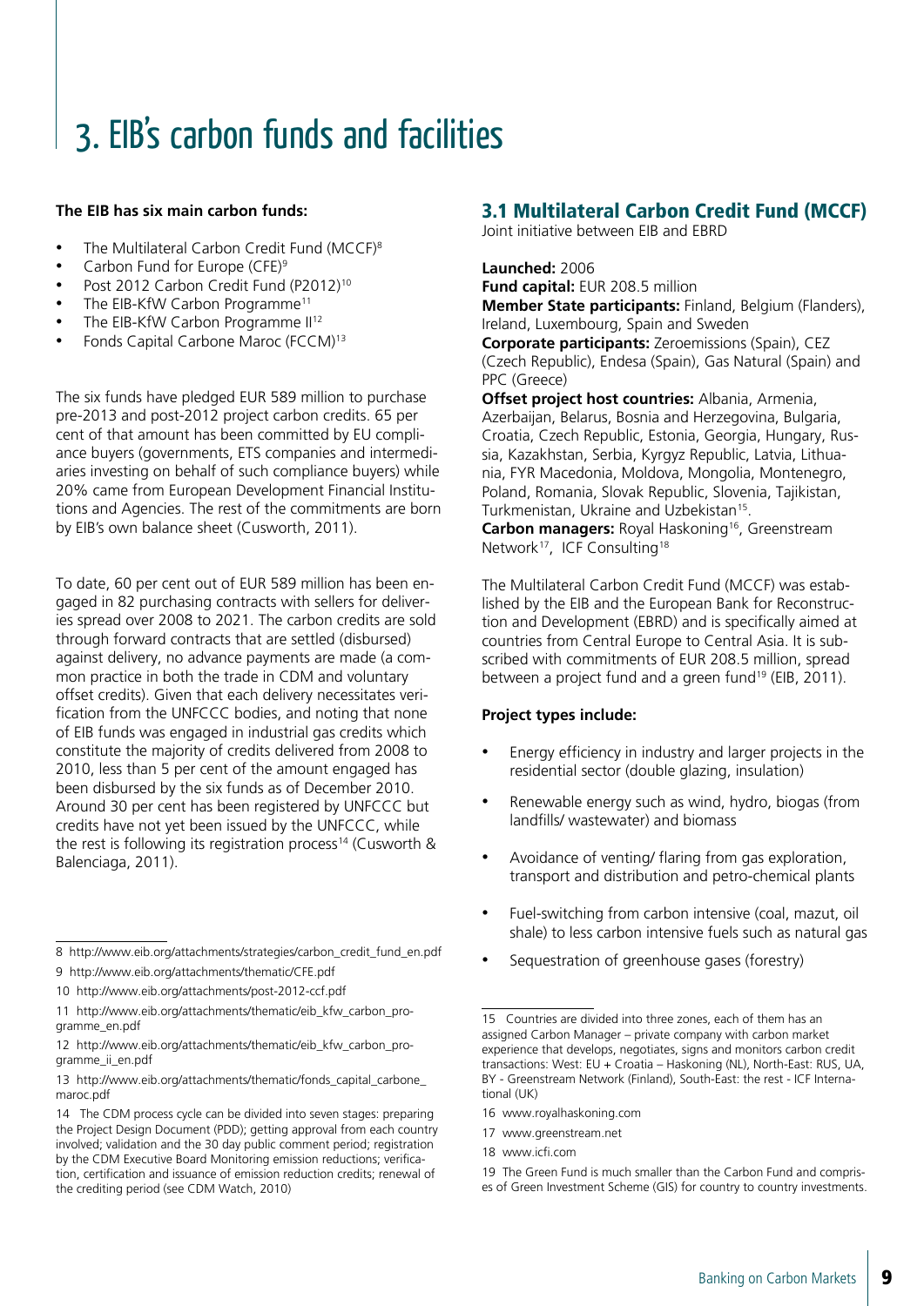# 3. EIB's carbon funds and facilities

**The EIB has six main carbon funds:**

- The Multilateral Carbon Credit Fund (MCCF)[8]
- Carbon Fund for Europe (CFE)[9]
- Post 2012 Carbon Credit Fund (P2012)[10]
- The EIB-KfW Carbon Programme[11]
- The EIB-KfW Carbon Programme II[12]
- Fonds Capital Carbone Maroc (FCCM)[13]

The six funds have pledged EUR 589 million to purchase pre-2013 and post-2012 project carbon credits. 65 per cent of that amount has been committed by EU compliance buyers (governments, ETS companies and intermediaries investing on behalf of such compliance buyers) while 20% came from European Development Financial Institutions and Agencies. The rest of the commitments are born by EIB's own balance sheet (Cusworth, 2011).

To date, 60 per cent out of EUR 589 million has been engaged in 82 purchasing contracts with sellers for deliveries spread over 2008 to 2021. The carbon credits are sold through forward contracts that are settled (disbursed) against delivery, no advance payments are made (a common practice in both the trade in CDM and voluntary offset credits). Given that each delivery necessitates verification from the UNFCCC bodies, and noting that none of EIB funds was engaged in industrial gas credits which constitute the majority of credits delivered from 2008 to 2010, less than 5 per cent of the amount engaged has been disbursed by the six funds as of December 2010. Around 30 per cent has been registered by UNFCCC but credits have not yet been issued by the UNFCCC, while the rest is following its registration process[14] (Cusworth & Balenciaga, 2011).

8 http://www.eib.org/attachments/strategies/carbon_credit_fund_en.pdf

9 http://www.eib.org/attachments/thematic/CFE.pdf

10 http://www.eib.org/attachments/post-2012-ccf.pdf

11 http://www.eib.org/attachments/thematic/eib_kfw_carbon_programme_en.pdf

12 http://www.eib.org/attachments/thematic/eib_kfw_carbon_programme_ii_en.pdf

13 http://www.eib.org/attachments/thematic/fonds_capital_carbone_maroc.pdf

14 The CDM process cycle can be divided into seven stages: preparing the Project Design Document (PDD); getting approval from each country involved; validation and the 30 day public comment period; registration by the CDM Executive Board Monitoring emission reductions; verification, certification and issuance of emission reduction credits; renewal of the crediting period (see CDM Watch, 2010)

## 3.1 Multilateral Carbon Credit Fund (MCCF)

Joint initiative between EIB and EBRD

**Launched:** 2006
**Fund capital:** EUR 208.5 million
**Member State participants:** Finland, Belgium (Flanders), Ireland, Luxembourg, Spain and Sweden
**Corporate participants:** Zeroemissions (Spain), CEZ (Czech Republic), Endesa (Spain), Gas Natural (Spain) and PPC (Greece)
**Offset project host countries:** Albania, Armenia, Azerbaijan, Belarus, Bosnia and Herzegovina, Bulgaria, Croatia, Czech Republic, Estonia, Georgia, Hungary, Russia, Kazakhstan, Serbia, Kyrgyz Republic, Latvia, Lithuania, FYR Macedonia, Moldova, Mongolia, Montenegro, Poland, Romania, Slovak Republic, Slovenia, Tajikistan, Turkmenistan, Ukraine and Uzbekistan[15].
**Carbon managers:** Royal Haskoning[16], Greenstream Network[17], ICF Consulting[18]

The Multilateral Carbon Credit Fund (MCCF) was established by the EIB and the European Bank for Reconstruction and Development (EBRD) and is specifically aimed at countries from Central Europe to Central Asia. It is subscribed with commitments of EUR 208.5 million, spread between a project fund and a green fund[19] (EIB, 2011).

**Project types include:**

- Energy efficiency in industry and larger projects in the residential sector (double glazing, insulation)
- Renewable energy such as wind, hydro, biogas (from landfills/ wastewater) and biomass
- Avoidance of venting/ flaring from gas exploration, transport and distribution and petro-chemical plants
- Fuel-switching from carbon intensive (coal, mazut, oil shale) to less carbon intensive fuels such as natural gas
- Sequestration of greenhouse gases (forestry)

15 Countries are divided into three zones, each of them has an assigned Carbon Manager – private company with carbon market experience that develops, negotiates, signs and monitors carbon credit transactions: West: EU + Croatia – Haskoning (NL), North-East: RUS, UA, BY - Greenstream Network (Finland), South-East: the rest - ICF International (UK)

16 www.royalhaskoning.com

17 www.greenstream.net

18 www.icfi.com

19 The Green Fund is much smaller than the Carbon Fund and comprises of Green Investment Scheme (GIS) for country to country investments.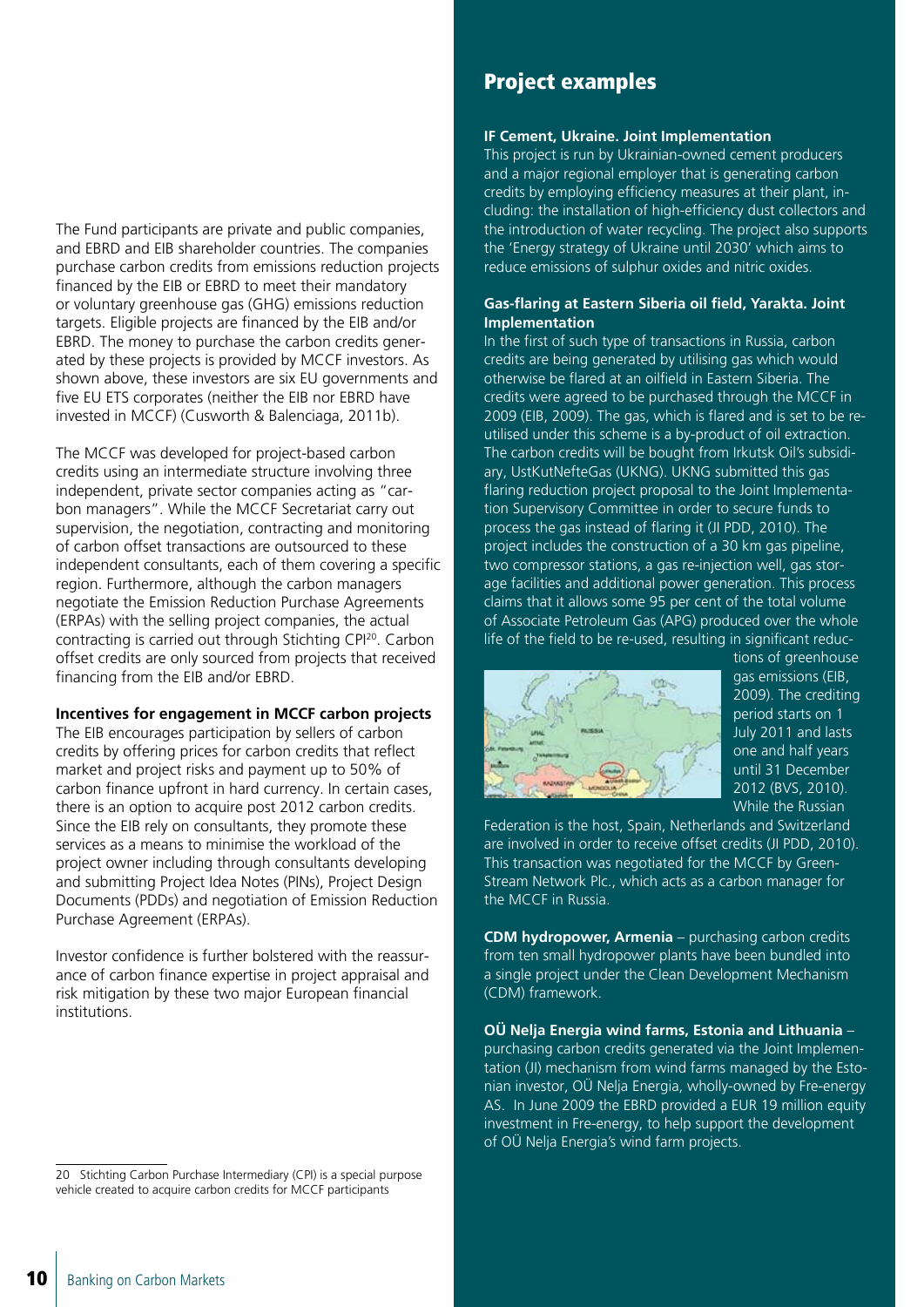The Fund participants are private and public companies, and EBRD and EIB shareholder countries. The companies purchase carbon credits from emissions reduction projects financed by the EIB or EBRD to meet their mandatory or voluntary greenhouse gas (GHG) emissions reduction targets. Eligible projects are financed by the EIB and/or EBRD. The money to purchase the carbon credits generated by these projects is provided by MCCF investors. As shown above, these investors are six EU governments and five EU ETS corporates (neither the EIB nor EBRD have invested in MCCF) (Cusworth & Balenciaga, 2011b).

The MCCF was developed for project-based carbon credits using an intermediate structure involving three independent, private sector companies acting as "carbon managers". While the MCCF Secretariat carry out supervision, the negotiation, contracting and monitoring of carbon offset transactions are outsourced to these independent consultants, each of them covering a specific region. Furthermore, although the carbon managers negotiate the Emission Reduction Purchase Agreements (ERPAs) with the selling project companies, the actual contracting is carried out through Stichting CPI[20]. Carbon offset credits are only sourced from projects that received financing from the EIB and/or EBRD.

**Incentives for engagement in MCCF carbon projects**

The EIB encourages participation by sellers of carbon credits by offering prices for carbon credits that reflect market and project risks and payment up to 50% of carbon finance upfront in hard currency. In certain cases, there is an option to acquire post 2012 carbon credits. Since the EIB rely on consultants, they promote these services as a means to minimise the workload of the project owner including through consultants developing and submitting Project Idea Notes (PINs), Project Design Documents (PDDs) and negotiation of Emission Reduction Purchase Agreement (ERPAs).

Investor confidence is further bolstered with the reassurance of carbon finance expertise in project appraisal and risk mitigation by these two major European financial institutions.

20 Stichting Carbon Purchase Intermediary (CPI) is a special purpose vehicle created to acquire carbon credits for MCCF participants

## Project examples

**IF Cement, Ukraine. Joint Implementation**

This project is run by Ukrainian-owned cement producers and a major regional employer that is generating carbon credits by employing efficiency measures at their plant, including: the installation of high-efficiency dust collectors and the introduction of water recycling. The project also supports the 'Energy strategy of Ukraine until 2030' which aims to reduce emissions of sulphur oxides and nitric oxides.

**Gas-flaring at Eastern Siberia oil field, Yarakta. Joint Implementation**

In the first of such type of transactions in Russia, carbon credits are being generated by utilising gas which would otherwise be flared at an oilfield in Eastern Siberia. The credits were agreed to be purchased through the MCCF in 2009 (EIB, 2009). The gas, which is flared and is set to be re-utilised under this scheme is a by-product of oil extraction. The carbon credits will be bought from Irkutsk Oil's subsidiary, UstKutNefteGas (UKNG). UKNG submitted this gas flaring reduction project proposal to the Joint Implementation Supervisory Committee in order to secure funds to process the gas instead of flaring it (JI PDD, 2010). The project includes the construction of a 30 km gas pipeline, two compressor stations, a gas re-injection well, gas storage facilities and additional power generation. This process claims that it allows some 95 per cent of the total volume of Associate Petroleum Gas (APG) produced over the whole life of the field to be re-used, resulting in significant reductions of greenhouse gas emissions (EIB, 2009). The crediting period starts on 1 July 2011 and lasts one and half years until 31 December 2012 (BVS, 2010). While the Russian Federation is the host, Spain, Netherlands and Switzerland are involved in order to receive offset credits (JI PDD, 2010). This transaction was negotiated for the MCCF by Green-Stream Network Plc., which acts as a carbon manager for the MCCF in Russia.

**CDM hydropower, Armenia** – purchasing carbon credits from ten small hydropower plants have been bundled into a single project under the Clean Development Mechanism (CDM) framework.

**OÜ Nelja Energia wind farms, Estonia and Lithuania** – purchasing carbon credits generated via the Joint Implementation (JI) mechanism from wind farms managed by the Estonian investor, OÜ Nelja Energia, wholly-owned by Fre-energy AS. In June 2009 the EBRD provided a EUR 19 million equity investment in Fre-energy, to help support the development of OÜ Nelja Energia's wind farm projects.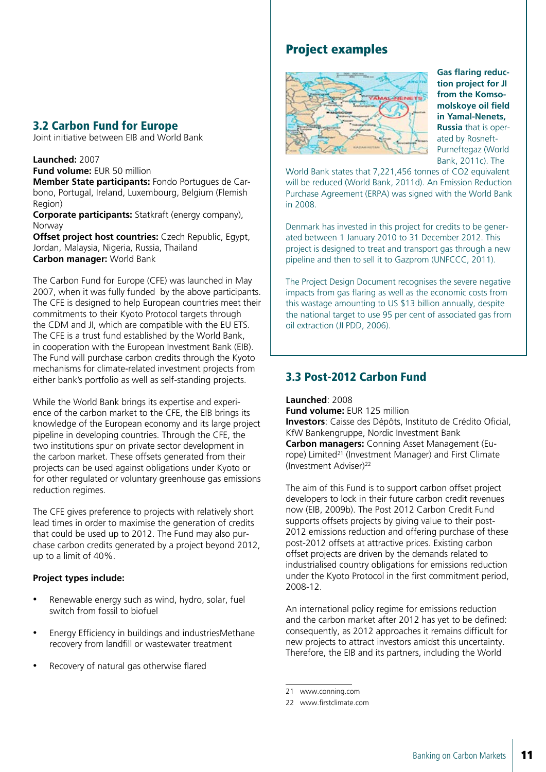## 3.2 Carbon Fund for Europe

Joint initiative between EIB and World Bank

**Launched:** 2007
**Fund volume:** EUR 50 million
**Member State participants:** Fondo Portugues de Carbono, Portugal, Ireland, Luxembourg, Belgium (Flemish Region)
**Corporate participants:** Statkraft (energy company), Norway
**Offset project host countries:** Czech Republic, Egypt, Jordan, Malaysia, Nigeria, Russia, Thailand
**Carbon manager:** World Bank

The Carbon Fund for Europe (CFE) was launched in May 2007, when it was fully funded by the above participants. The CFE is designed to help European countries meet their commitments to their Kyoto Protocol targets through the CDM and JI, which are compatible with the EU ETS. The CFE is a trust fund established by the World Bank, in cooperation with the European Investment Bank (EIB). The Fund will purchase carbon credits through the Kyoto mechanisms for climate-related investment projects from either bank's portfolio as well as self-standing projects.

While the World Bank brings its expertise and experience of the carbon market to the CFE, the EIB brings its knowledge of the European economy and its large project pipeline in developing countries. Through the CFE, the two institutions spur on private sector development in the carbon market. These offsets generated from their projects can be used against obligations under Kyoto or for other regulated or voluntary greenhouse gas emissions reduction regimes.

The CFE gives preference to projects with relatively short lead times in order to maximise the generation of credits that could be used up to 2012. The Fund may also purchase carbon credits generated by a project beyond 2012, up to a limit of 40%.

**Project types include:**

- Renewable energy such as wind, hydro, solar, fuel switch from fossil to biofuel
- Energy Efficiency in buildings and industriesMethane recovery from landfill or wastewater treatment
- Recovery of natural gas otherwise flared

### Project examples

**Gas flaring reduction project for JI from the Komsomolskoye oil field in Yamal-Nenets, Russia** that is operated by Rosneft-Purneftegaz (World Bank, 2011c). The World Bank states that 7,221,456 tonnes of CO2 equivalent will be reduced (World Bank, 2011d). An Emission Reduction Purchase Agreement (ERPA) was signed with the World Bank in 2008.

Denmark has invested in this project for credits to be generated between 1 January 2010 to 31 December 2012. This project is designed to treat and transport gas through a new pipeline and then to sell it to Gazprom (UNFCCC, 2011).

The Project Design Document recognises the severe negative impacts from gas flaring as well as the economic costs from this wastage amounting to US $13 billion annually, despite the national target to use 95 per cent of associated gas from oil extraction (JI PDD, 2006).

## 3.3 Post-2012 Carbon Fund

**Launched**: 2008
**Fund volume:** EUR 125 million
**Investors**: Caisse des Dépôts, Instituto de Crédito Oficial, KfW Bankengruppe, Nordic Investment Bank
**Carbon managers:** Conning Asset Management (Europe) Limited[21] (Investment Manager) and First Climate (Investment Adviser)[22]

The aim of this Fund is to support carbon offset project developers to lock in their future carbon credit revenues now (EIB, 2009b). The Post 2012 Carbon Credit Fund supports offsets projects by giving value to their post-2012 emissions reduction and offering purchase of these post-2012 offsets at attractive prices. Existing carbon offset projects are driven by the demands related to industrialised country obligations for emissions reduction under the Kyoto Protocol in the first commitment period, 2008-12.

An international policy regime for emissions reduction and the carbon market after 2012 has yet to be defined: consequently, as 2012 approaches it remains difficult for new projects to attract investors amidst this uncertainty. Therefore, the EIB and its partners, including the World

21 www.conning.com

22 www.firstclimate.com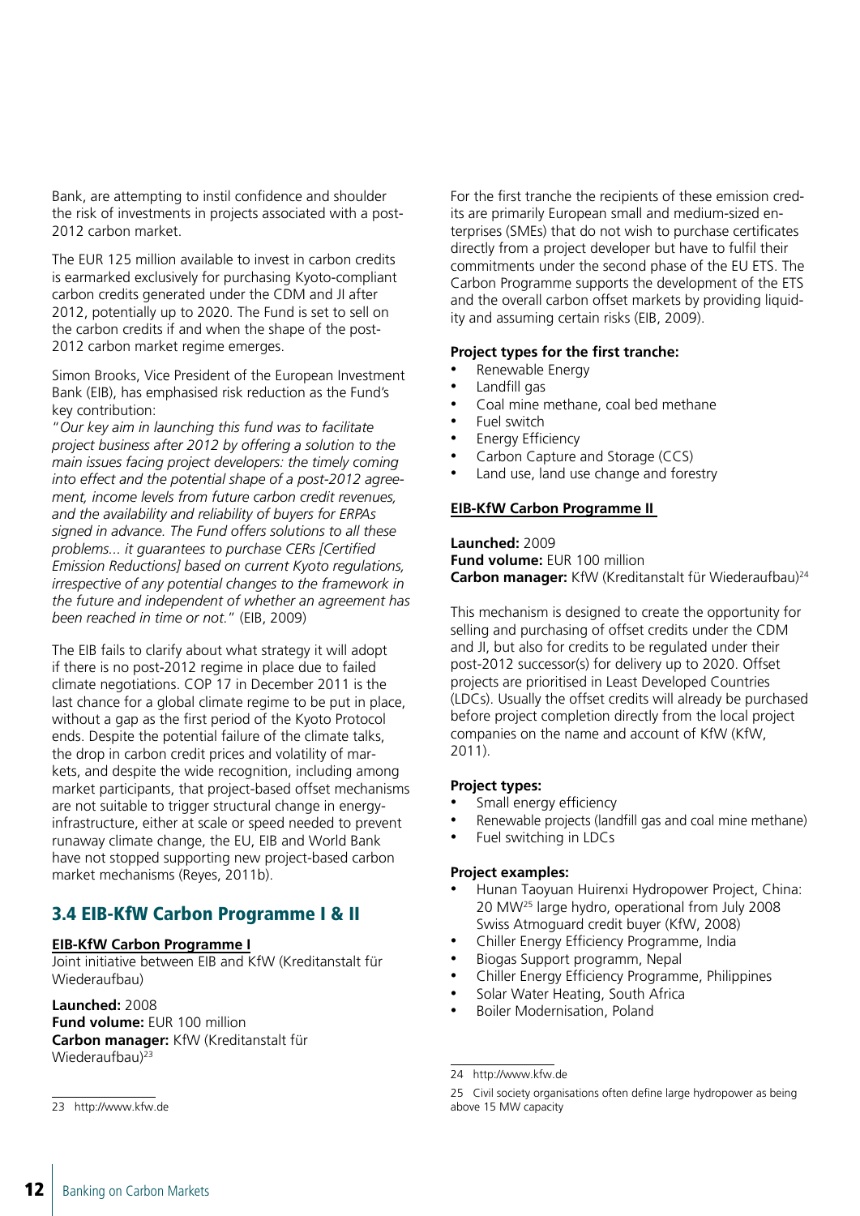Bank, are attempting to instil confidence and shoulder the risk of investments in projects associated with a post-2012 carbon market.

The EUR 125 million available to invest in carbon credits is earmarked exclusively for purchasing Kyoto-compliant carbon credits generated under the CDM and JI after 2012, potentially up to 2020. The Fund is set to sell on the carbon credits if and when the shape of the post-2012 carbon market regime emerges.

Simon Brooks, Vice President of the European Investment Bank (EIB), has emphasised risk reduction as the Fund's key contribution:

"*Our key aim in launching this fund was to facilitate project business after 2012 by offering a solution to the main issues facing project developers: the timely coming into effect and the potential shape of a post-2012 agreement, income levels from future carbon credit revenues, and the availability and reliability of buyers for ERPAs signed in advance. The Fund offers solutions to all these problems... it guarantees to purchase CERs [Certified Emission Reductions] based on current Kyoto regulations, irrespective of any potential changes to the framework in the future and independent of whether an agreement has been reached in time or not.*" (EIB, 2009)

The EIB fails to clarify about what strategy it will adopt if there is no post-2012 regime in place due to failed climate negotiations. COP 17 in December 2011 is the last chance for a global climate regime to be put in place, without a gap as the first period of the Kyoto Protocol ends. Despite the potential failure of the climate talks, the drop in carbon credit prices and volatility of markets, and despite the wide recognition, including among market participants, that project-based offset mechanisms are not suitable to trigger structural change in energy-infrastructure, either at scale or speed needed to prevent runaway climate change, the EU, EIB and World Bank have not stopped supporting new project-based carbon market mechanisms (Reyes, 2011b).

## 3.4 EIB-KfW Carbon Programme I & II

**EIB-KfW Carbon Programme I**

Joint initiative between EIB and KfW (Kreditanstalt für Wiederaufbau)

**Launched:** 2008
**Fund volume:** EUR 100 million
**Carbon manager:** KfW (Kreditanstalt für Wiederaufbau)[23]

For the first tranche the recipients of these emission credits are primarily European small and medium-sized enterprises (SMEs) that do not wish to purchase certificates directly from a project developer but have to fulfil their commitments under the second phase of the EU ETS. The Carbon Programme supports the development of the ETS and the overall carbon offset markets by providing liquidity and assuming certain risks (EIB, 2009).

**Project types for the first tranche:**

- Renewable Energy
- Landfill gas
- Coal mine methane, coal bed methane
- Fuel switch
- Energy Efficiency
- Carbon Capture and Storage (CCS)
- Land use, land use change and forestry

**EIB-KfW Carbon Programme II**

**Launched:** 2009
**Fund volume:** EUR 100 million
**Carbon manager:** KfW (Kreditanstalt für Wiederaufbau)[24]

This mechanism is designed to create the opportunity for selling and purchasing of offset credits under the CDM and JI, but also for credits to be regulated under their post-2012 successor(s) for delivery up to 2020. Offset projects are prioritised in Least Developed Countries (LDCs). Usually the offset credits will already be purchased before project completion directly from the local project companies on the name and account of KfW (KfW, 2011).

**Project types:**

- Small energy efficiency
- Renewable projects (landfill gas and coal mine methane)
- Fuel switching in LDCs

**Project examples:**

- Hunan Taoyuan Huirenxi Hydropower Project, China: 20 MW[25] large hydro, operational from July 2008 Swiss Atmoguard credit buyer (KfW, 2008)
- Chiller Energy Efficiency Programme, India
- Biogas Support programm, Nepal
- Chiller Energy Efficiency Programme, Philippines
- Solar Water Heating, South Africa
- Boiler Modernisation, Poland

---

23 http://www.kfw.de

24 http://www.kfw.de

25 Civil society organisations often define large hydropower as being above 15 MW capacity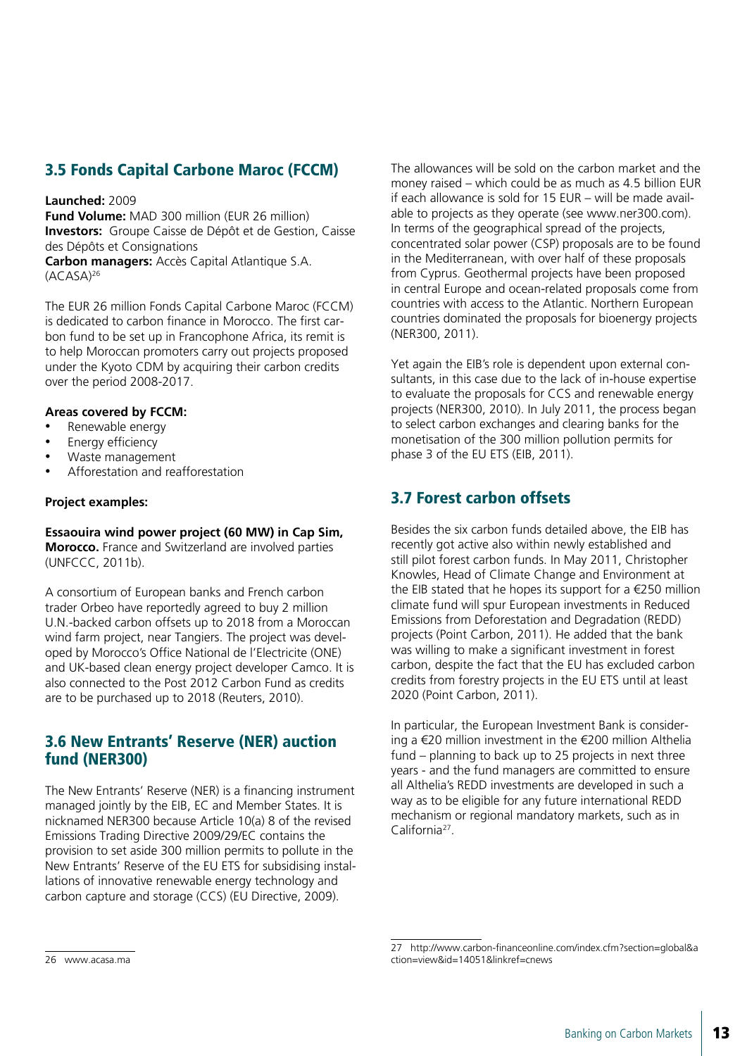## 3.5 Fonds Capital Carbone Maroc (FCCM)

**Launched:** 2009
**Fund Volume:** MAD 300 million (EUR 26 million)
**Investors:** Groupe Caisse de Dépôt et de Gestion, Caisse des Dépôts et Consignations
**Carbon managers:** Accès Capital Atlantique S.A. (ACASA)[26]

The EUR 26 million Fonds Capital Carbone Maroc (FCCM) is dedicated to carbon finance in Morocco. The first carbon fund to be set up in Francophone Africa, its remit is to help Moroccan promoters carry out projects proposed under the Kyoto CDM by acquiring their carbon credits over the period 2008-2017.

**Areas covered by FCCM:**

- Renewable energy
- Energy efficiency
- Waste management
- Afforestation and reafforestation

**Project examples:**

**Essaouira wind power project (60 MW) in Cap Sim, Morocco.** France and Switzerland are involved parties (UNFCCC, 2011b).

A consortium of European banks and French carbon trader Orbeo have reportedly agreed to buy 2 million U.N.-backed carbon offsets up to 2018 from a Moroccan wind farm project, near Tangiers. The project was developed by Morocco's Office National de l'Electricite (ONE) and UK-based clean energy project developer Camco. It is also connected to the Post 2012 Carbon Fund as credits are to be purchased up to 2018 (Reuters, 2010).

## 3.6 New Entrants' Reserve (NER) auction fund (NER300)

The New Entrants' Reserve (NER) is a financing instrument managed jointly by the EIB, EC and Member States. It is nicknamed NER300 because Article 10(a) 8 of the revised Emissions Trading Directive 2009/29/EC contains the provision to set aside 300 million permits to pollute in the New Entrants' Reserve of the EU ETS for subsidising installations of innovative renewable energy technology and carbon capture and storage (CCS) (EU Directive, 2009).

The allowances will be sold on the carbon market and the money raised – which could be as much as 4.5 billion EUR if each allowance is sold for 15 EUR – will be made available to projects as they operate (see www.ner300.com). In terms of the geographical spread of the projects, concentrated solar power (CSP) proposals are to be found in the Mediterranean, with over half of these proposals from Cyprus. Geothermal projects have been proposed in central Europe and ocean-related proposals come from countries with access to the Atlantic. Northern European countries dominated the proposals for bioenergy projects (NER300, 2011).

Yet again the EIB's role is dependent upon external consultants, in this case due to the lack of in-house expertise to evaluate the proposals for CCS and renewable energy projects (NER300, 2010). In July 2011, the process began to select carbon exchanges and clearing banks for the monetisation of the 300 million pollution permits for phase 3 of the EU ETS (EIB, 2011).

## 3.7 Forest carbon offsets

Besides the six carbon funds detailed above, the EIB has recently got active also within newly established and still pilot forest carbon funds. In May 2011, Christopher Knowles, Head of Climate Change and Environment at the EIB stated that he hopes its support for a €250 million climate fund will spur European investments in Reduced Emissions from Deforestation and Degradation (REDD) projects (Point Carbon, 2011). He added that the bank was willing to make a significant investment in forest carbon, despite the fact that the EU has excluded carbon credits from forestry projects in the EU ETS until at least 2020 (Point Carbon, 2011).

In particular, the European Investment Bank is considering a €20 million investment in the €200 million Althelia fund – planning to back up to 25 projects in next three years - and the fund managers are committed to ensure all Althelia's REDD investments are developed in such a way as to be eligible for any future international REDD mechanism or regional mandatory markets, such as in California[27].

---

26 www.acasa.ma

27 http://www.carbon-financeonline.com/index.cfm?section=global&action=view&id=14051&linkref=cnews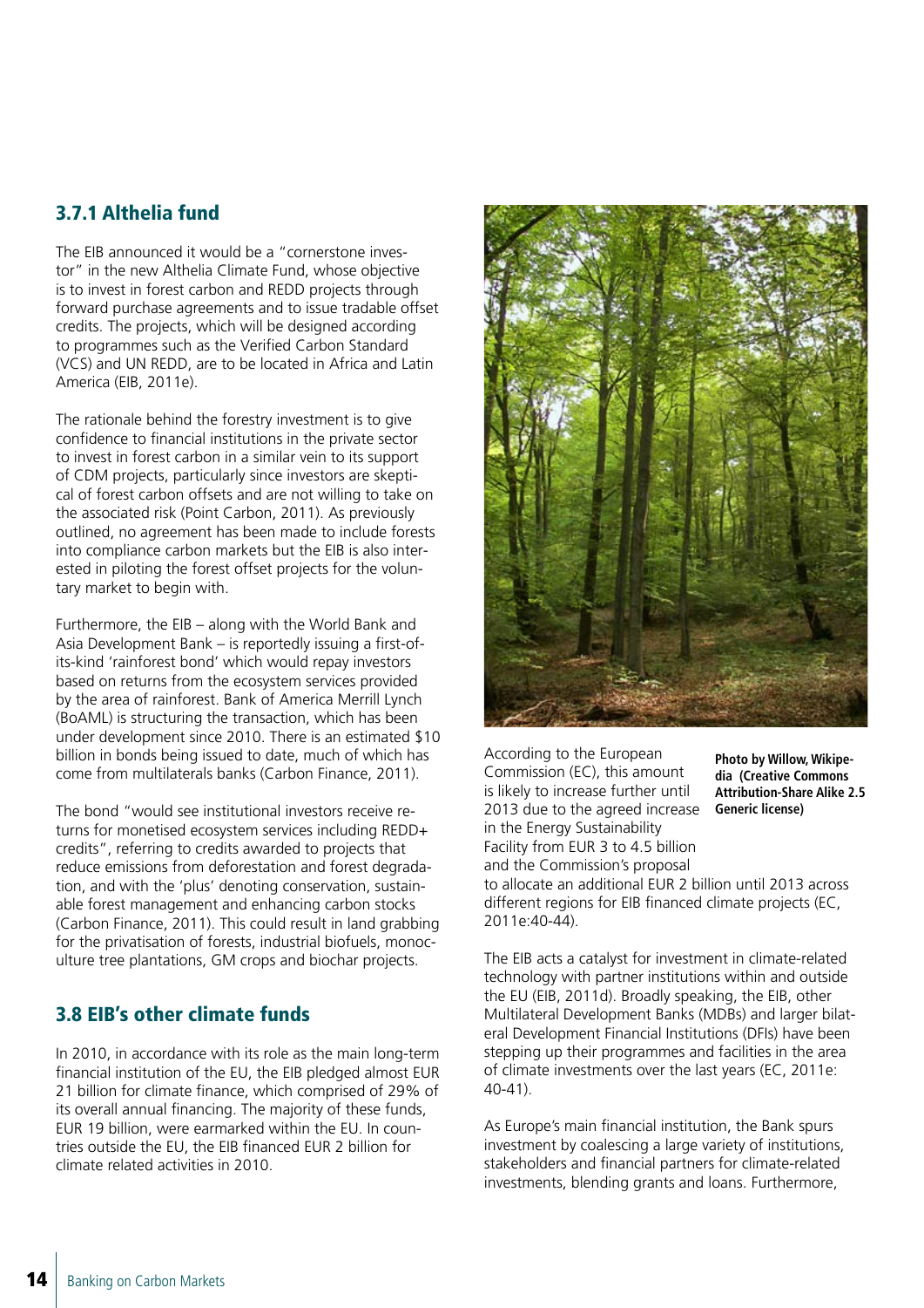### 3.7.1 Althelia fund

The EIB announced it would be a "cornerstone investor" in the new Althelia Climate Fund, whose objective is to invest in forest carbon and REDD projects through forward purchase agreements and to issue tradable offset credits. The projects, which will be designed according to programmes such as the Verified Carbon Standard (VCS) and UN REDD, are to be located in Africa and Latin America (EIB, 2011e).

The rationale behind the forestry investment is to give confidence to financial institutions in the private sector to invest in forest carbon in a similar vein to its support of CDM projects, particularly since investors are skeptical of forest carbon offsets and are not willing to take on the associated risk (Point Carbon, 2011). As previously outlined, no agreement has been made to include forests into compliance carbon markets but the EIB is also interested in piloting the forest offset projects for the voluntary market to begin with.

Furthermore, the EIB – along with the World Bank and Asia Development Bank – is reportedly issuing a first-of-its-kind 'rainforest bond' which would repay investors based on returns from the ecosystem services provided by the area of rainforest. Bank of America Merrill Lynch (BoAML) is structuring the transaction, which has been under development since 2010. There is an estimated $10 billion in bonds being issued to date, much of which has come from multilaterals banks (Carbon Finance, 2011).

The bond "would see institutional investors receive returns for monetised ecosystem services including REDD+ credits", referring to credits awarded to projects that reduce emissions from deforestation and forest degradation, and with the 'plus' denoting conservation, sustainable forest management and enhancing carbon stocks (Carbon Finance, 2011). This could result in land grabbing for the privatisation of forests, industrial biofuels, monoculture tree plantations, GM crops and biochar projects.

## 3.8 EIB's other climate funds

In 2010, in accordance with its role as the main long-term financial institution of the EU, the EIB pledged almost EUR 21 billion for climate finance, which comprised of 29% of its overall annual financing. The majority of these funds, EUR 19 billion, were earmarked within the EU. In countries outside the EU, the EIB financed EUR 2 billion for climate related activities in 2010.

**Photo by Willow, Wikipedia (Creative Commons Attribution-Share Alike 2.5 Generic license)**

According to the European Commission (EC), this amount is likely to increase further until 2013 due to the agreed increase in the Energy Sustainability Facility from EUR 3 to 4.5 billion and the Commission's proposal to allocate an additional EUR 2 billion until 2013 across different regions for EIB financed climate projects (EC, 2011e:40-44).

The EIB acts a catalyst for investment in climate-related technology with partner institutions within and outside the EU (EIB, 2011d). Broadly speaking, the EIB, other Multilateral Development Banks (MDBs) and larger bilateral Development Financial Institutions (DFIs) have been stepping up their programmes and facilities in the area of climate investments over the last years (EC, 2011e: 40-41).

As Europe's main financial institution, the Bank spurs investment by coalescing a large variety of institutions, stakeholders and financial partners for climate-related investments, blending grants and loans. Furthermore,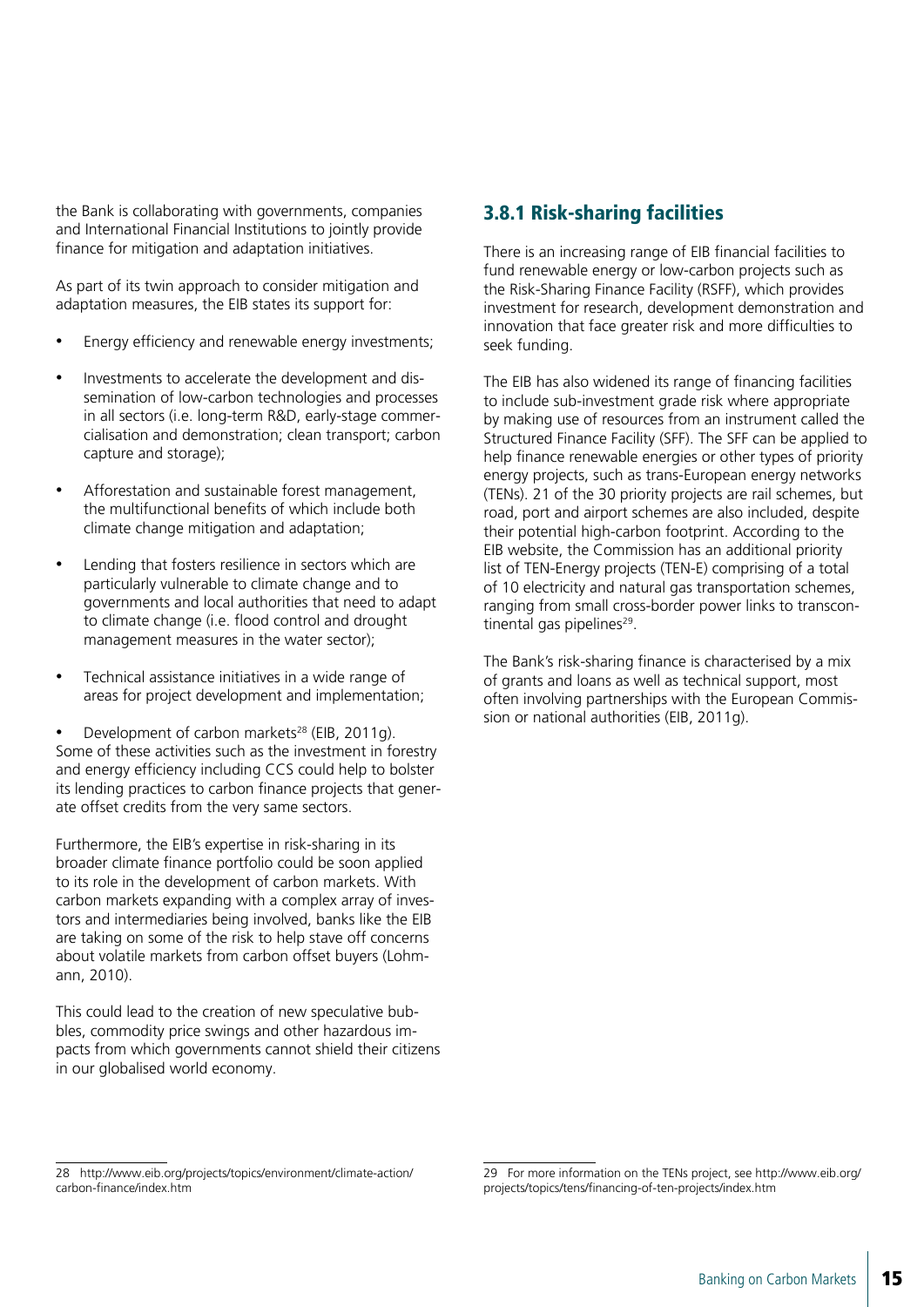the Bank is collaborating with governments, companies and International Financial Institutions to jointly provide finance for mitigation and adaptation initiatives.

As part of its twin approach to consider mitigation and adaptation measures, the EIB states its support for:

- Energy efficiency and renewable energy investments;
- Investments to accelerate the development and dissemination of low-carbon technologies and processes in all sectors (i.e. long-term R&D, early-stage commercialisation and demonstration; clean transport; carbon capture and storage);
- Afforestation and sustainable forest management, the multifunctional benefits of which include both climate change mitigation and adaptation;
- Lending that fosters resilience in sectors which are particularly vulnerable to climate change and to governments and local authorities that need to adapt to climate change (i.e. flood control and drought management measures in the water sector);
- Technical assistance initiatives in a wide range of areas for project development and implementation;
- Development of carbon markets[28] (EIB, 2011g).

Some of these activities such as the investment in forestry and energy efficiency including CCS could help to bolster its lending practices to carbon finance projects that generate offset credits from the very same sectors.

Furthermore, the EIB's expertise in risk-sharing in its broader climate finance portfolio could be soon applied to its role in the development of carbon markets. With carbon markets expanding with a complex array of investors and intermediaries being involved, banks like the EIB are taking on some of the risk to help stave off concerns about volatile markets from carbon offset buyers (Lohmann, 2010).

This could lead to the creation of new speculative bubbles, commodity price swings and other hazardous impacts from which governments cannot shield their citizens in our globalised world economy.

### 3.8.1 Risk-sharing facilities

There is an increasing range of EIB financial facilities to fund renewable energy or low-carbon projects such as the Risk-Sharing Finance Facility (RSFF), which provides investment for research, development demonstration and innovation that face greater risk and more difficulties to seek funding.

The EIB has also widened its range of financing facilities to include sub-investment grade risk where appropriate by making use of resources from an instrument called the Structured Finance Facility (SFF). The SFF can be applied to help finance renewable energies or other types of priority energy projects, such as trans-European energy networks (TENs). 21 of the 30 priority projects are rail schemes, but road, port and airport schemes are also included, despite their potential high-carbon footprint. According to the EIB website, the Commission has an additional priority list of TEN-Energy projects (TEN-E) comprising of a total of 10 electricity and natural gas transportation schemes, ranging from small cross-border power links to transcontinental gas pipelines[29].

The Bank's risk-sharing finance is characterised by a mix of grants and loans as well as technical support, most often involving partnerships with the European Commission or national authorities (EIB, 2011g).

---

28 http://www.eib.org/projects/topics/environment/climate-action/carbon-finance/index.htm

29 For more information on the TENs project, see http://www.eib.org/projects/topics/tens/financing-of-ten-projects/index.htm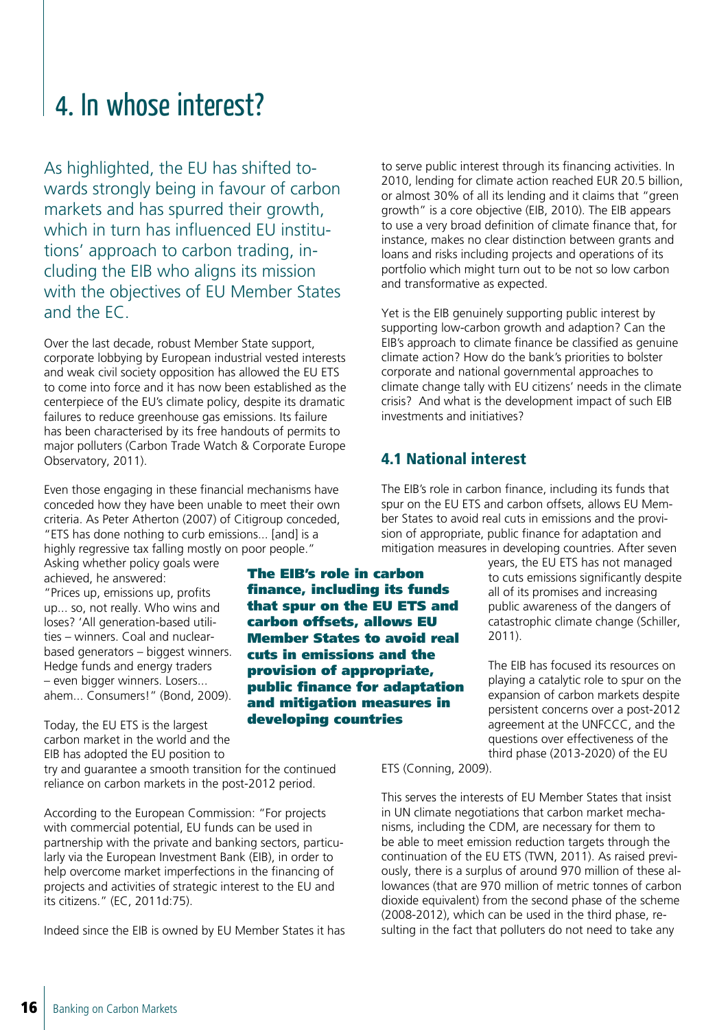# 4. In whose interest?

As highlighted, the EU has shifted towards strongly being in favour of carbon markets and has spurred their growth, which in turn has influenced EU institutions' approach to carbon trading, including the EIB who aligns its mission with the objectives of EU Member States and the EC.

Over the last decade, robust Member State support, corporate lobbying by European industrial vested interests and weak civil society opposition has allowed the EU ETS to come into force and it has now been established as the centerpiece of the EU's climate policy, despite its dramatic failures to reduce greenhouse gas emissions. Its failure has been characterised by its free handouts of permits to major polluters (Carbon Trade Watch & Corporate Europe Observatory, 2011).

Even those engaging in these financial mechanisms have conceded how they have been unable to meet their own criteria. As Peter Atherton (2007) of Citigroup conceded, "ETS has done nothing to curb emissions... [and] is a highly regressive tax falling mostly on poor people." Asking whether policy goals were achieved, he answered: "Prices up, emissions up, profits up... so, not really. Who wins and loses? 'All generation-based utilities – winners. Coal and nuclear-based generators – biggest winners. Hedge funds and energy traders – even bigger winners. Losers... ahem... Consumers!" (Bond, 2009).

Today, the EU ETS is the largest carbon market in the world and the EIB has adopted the EU position to try and guarantee a smooth transition for the continued reliance on carbon markets in the post-2012 period.

According to the European Commission: "For projects with commercial potential, EU funds can be used in partnership with the private and banking sectors, particularly via the European Investment Bank (EIB), in order to help overcome market imperfections in the financing of projects and activities of strategic interest to the EU and its citizens." (EC, 2011d:75).

Indeed since the EIB is owned by EU Member States it has to serve public interest through its financing activities. In 2010, lending for climate action reached EUR 20.5 billion, or almost 30% of all its lending and it claims that "green growth" is a core objective (EIB, 2010). The EIB appears to use a very broad definition of climate finance that, for instance, makes no clear distinction between grants and loans and risks including projects and operations of its portfolio which might turn out to be not so low carbon and transformative as expected.

Yet is the EIB genuinely supporting public interest by supporting low-carbon growth and adaption? Can the EIB's approach to climate finance be classified as genuine climate action? How do the bank's priorities to bolster corporate and national governmental approaches to climate change tally with EU citizens' needs in the climate crisis? And what is the development impact of such EIB investments and initiatives?

**The EIB's role in carbon finance, including its funds that spur on the EU ETS and carbon offsets, allows EU Member States to avoid real cuts in emissions and the provision of appropriate, public finance for adaptation and mitigation measures in developing countries**

## 4.1 National interest

The EIB's role in carbon finance, including its funds that spur on the EU ETS and carbon offsets, allows EU Member States to avoid real cuts in emissions and the provision of appropriate, public finance for adaptation and mitigation measures in developing countries. After seven years, the EU ETS has not managed to cuts emissions significantly despite all of its promises and increasing public awareness of the dangers of catastrophic climate change (Schiller, 2011).

The EIB has focused its resources on playing a catalytic role to spur on the expansion of carbon markets despite persistent concerns over a post-2012 agreement at the UNFCCC, and the questions over effectiveness of the third phase (2013-2020) of the EU ETS (Conning, 2009).

This serves the interests of EU Member States that insist in UN climate negotiations that carbon market mechanisms, including the CDM, are necessary for them to be able to meet emission reduction targets through the continuation of the EU ETS (TWN, 2011). As raised previously, there is a surplus of around 970 million of these allowances (that are 970 million of metric tonnes of carbon dioxide equivalent) from the second phase of the scheme (2008-2012), which can be used in the third phase, resulting in the fact that polluters do not need to take any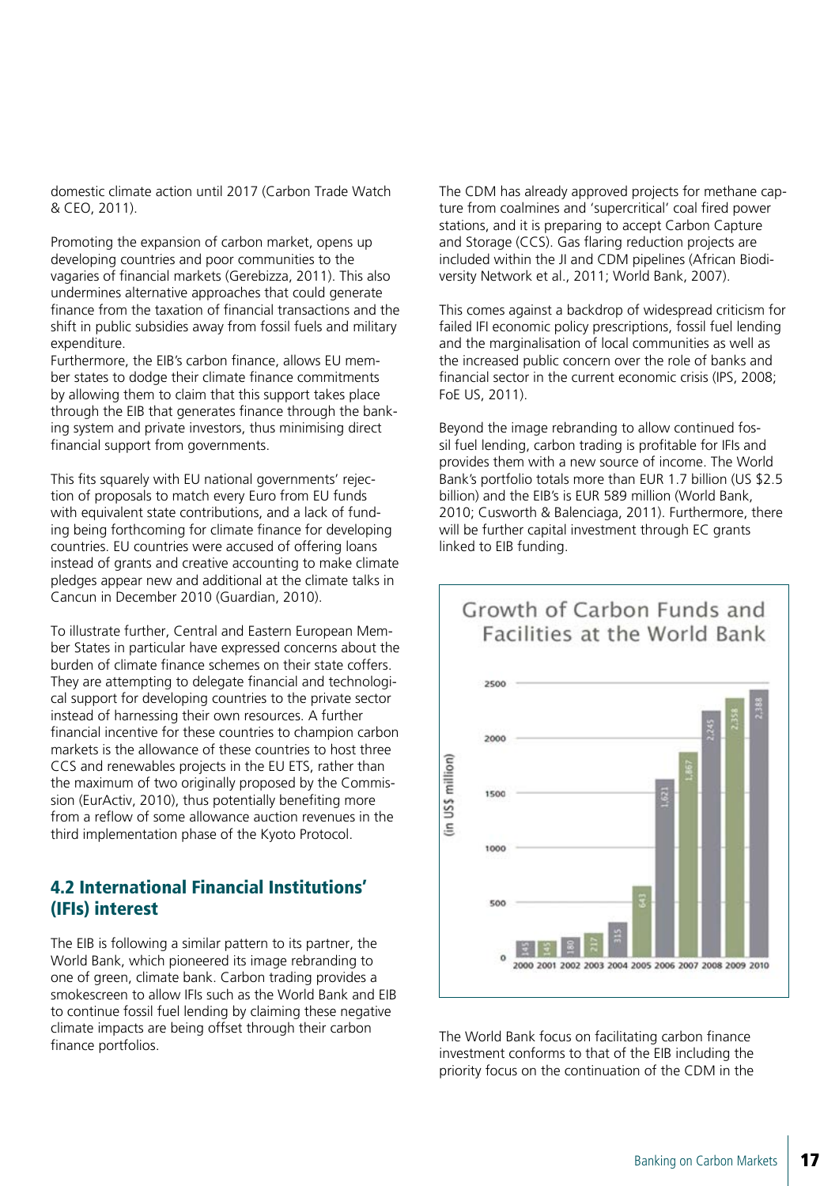domestic climate action until 2017 (Carbon Trade Watch & CEO, 2011).

Promoting the expansion of carbon market, opens up developing countries and poor communities to the vagaries of financial markets (Gerebizza, 2011). This also undermines alternative approaches that could generate finance from the taxation of financial transactions and the shift in public subsidies away from fossil fuels and military expenditure.

Furthermore, the EIB's carbon finance, allows EU member states to dodge their climate finance commitments by allowing them to claim that this support takes place through the EIB that generates finance through the banking system and private investors, thus minimising direct financial support from governments.

This fits squarely with EU national governments' rejection of proposals to match every Euro from EU funds with equivalent state contributions, and a lack of funding being forthcoming for climate finance for developing countries. EU countries were accused of offering loans instead of grants and creative accounting to make climate pledges appear new and additional at the climate talks in Cancun in December 2010 (Guardian, 2010).

To illustrate further, Central and Eastern European Member States in particular have expressed concerns about the burden of climate finance schemes on their state coffers. They are attempting to delegate financial and technological support for developing countries to the private sector instead of harnessing their own resources. A further financial incentive for these countries to champion carbon markets is the allowance of these countries to host three CCS and renewables projects in the EU ETS, rather than the maximum of two originally proposed by the Commission (EurActiv, 2010), thus potentially benefiting more from a reflow of some allowance auction revenues in the third implementation phase of the Kyoto Protocol.

## 4.2 International Financial Institutions' (IFIs) interest

The EIB is following a similar pattern to its partner, the World Bank, which pioneered its image rebranding to one of green, climate bank. Carbon trading provides a smokescreen to allow IFIs such as the World Bank and EIB to continue fossil fuel lending by claiming these negative climate impacts are being offset through their carbon finance portfolios.

The CDM has already approved projects for methane capture from coalmines and 'supercritical' coal fired power stations, and it is preparing to accept Carbon Capture and Storage (CCS). Gas flaring reduction projects are included within the JI and CDM pipelines (African Biodiversity Network et al., 2011; World Bank, 2007).

This comes against a backdrop of widespread criticism for failed IFI economic policy prescriptions, fossil fuel lending and the marginalisation of local communities as well as the increased public concern over the role of banks and financial sector in the current economic crisis (IPS, 2008; FoE US, 2011).

Beyond the image rebranding to allow continued fossil fuel lending, carbon trading is profitable for IFIs and provides them with a new source of income. The World Bank's portfolio totals more than EUR 1.7 billion (US $2.5 billion) and the EIB's is EUR 589 million (World Bank, 2010; Cusworth & Balenciaga, 2011). Furthermore, there will be further capital investment through EC grants linked to EIB funding.

**Growth of Carbon Funds and Facilities at the World Bank**

| Year | (in US$ million) |
|---|---|
| 2000 | 145 |
| 2001 | 145 |
| 2002 | 180 |
| 2003 | 217 |
| 2004 | 315 |
| 2005 | 643 |
| 2006 | 1,621 |
| 2007 | 1,867 |
| 2008 | 2,245 |
| 2009 | 2,358 |
| 2010 | 2,388 |

The World Bank focus on facilitating carbon finance investment conforms to that of the EIB including the priority focus on the continuation of the CDM in the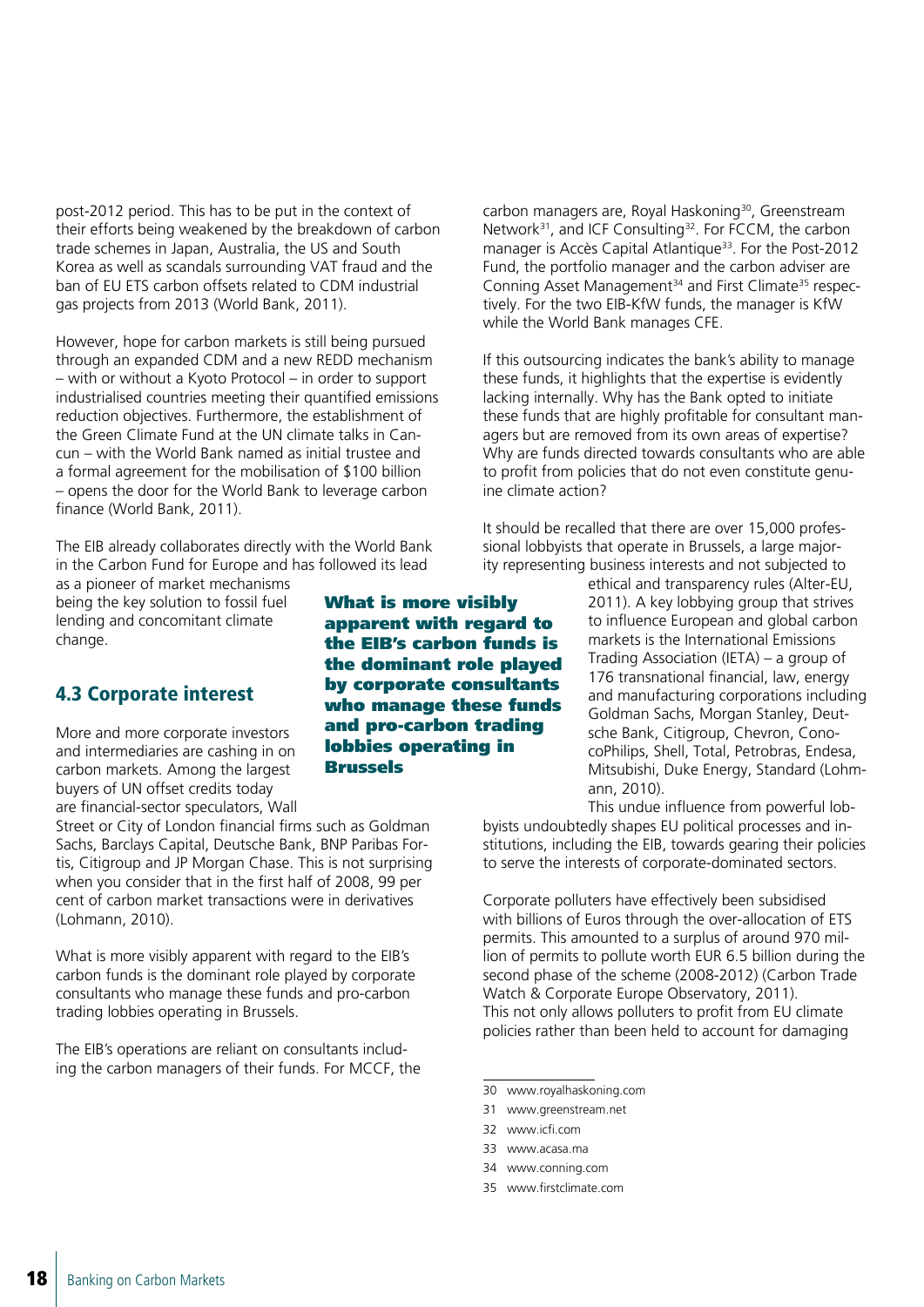post-2012 period. This has to be put in the context of their efforts being weakened by the breakdown of carbon trade schemes in Japan, Australia, the US and South Korea as well as scandals surrounding VAT fraud and the ban of EU ETS carbon offsets related to CDM industrial gas projects from 2013 (World Bank, 2011).

However, hope for carbon markets is still being pursued through an expanded CDM and a new REDD mechanism – with or without a Kyoto Protocol – in order to support industrialised countries meeting their quantified emissions reduction objectives. Furthermore, the establishment of the Green Climate Fund at the UN climate talks in Cancun – with the World Bank named as initial trustee and a formal agreement for the mobilisation of $100 billion – opens the door for the World Bank to leverage carbon finance (World Bank, 2011).

The EIB already collaborates directly with the World Bank in the Carbon Fund for Europe and has followed its lead as a pioneer of market mechanisms being the key solution to fossil fuel lending and concomitant climate change.

## 4.3 Corporate interest

More and more corporate investors and intermediaries are cashing in on carbon markets. Among the largest buyers of UN offset credits today are financial-sector speculators, Wall Street or City of London financial firms such as Goldman Sachs, Barclays Capital, Deutsche Bank, BNP Paribas Fortis, Citigroup and JP Morgan Chase. This is not surprising when you consider that in the first half of 2008, 99 per cent of carbon market transactions were in derivatives (Lohmann, 2010).

What is more visibly apparent with regard to the EIB's carbon funds is the dominant role played by corporate consultants who manage these funds and pro-carbon trading lobbies operating in Brussels.

The EIB's operations are reliant on consultants including the carbon managers of their funds. For MCCF, the carbon managers are, Royal Haskoning[30], Greenstream Network[31], and ICF Consulting[32]. For FCCM, the carbon manager is Accès Capital Atlantique[33]. For the Post-2012 Fund, the portfolio manager and the carbon adviser are Conning Asset Management[34] and First Climate[35] respectively. For the two EIB-KfW funds, the manager is KfW while the World Bank manages CFE.

If this outsourcing indicates the bank's ability to manage these funds, it highlights that the expertise is evidently lacking internally. Why has the Bank opted to initiate these funds that are highly profitable for consultant managers but are removed from its own areas of expertise? Why are funds directed towards consultants who are able to profit from policies that do not even constitute genuine climate action?

It should be recalled that there are over 15,000 professional lobbyists that operate in Brussels, a large majority representing business interests and not subjected to ethical and transparency rules (Alter-EU, 2011). A key lobbying group that strives to influence European and global carbon markets is the International Emissions Trading Association (IETA) – a group of 176 transnational financial, law, energy and manufacturing corporations including Goldman Sachs, Morgan Stanley, Deutsche Bank, Citigroup, Chevron, ConocoPhilips, Shell, Total, Petrobras, Endesa, Mitsubishi, Duke Energy, Standard (Lohmann, 2010).

This undue influence from powerful lobbyists undoubtedly shapes EU political processes and institutions, including the EIB, towards gearing their policies to serve the interests of corporate-dominated sectors.

Corporate polluters have effectively been subsidised with billions of Euros through the over-allocation of ETS permits. This amounted to a surplus of around 970 million of permits to pollute worth EUR 6.5 billion during the second phase of the scheme (2008-2012) (Carbon Trade Watch & Corporate Europe Observatory, 2011).
This not only allows polluters to profit from EU climate policies rather than been held to account for damaging

**What is more visibly apparent with regard to the EIB's carbon funds is the dominant role played by corporate consultants who manage these funds and pro-carbon trading lobbies operating in Brussels**

---

30 www.royalhaskoning.com

31 www.greenstream.net

32 www.icfi.com

33 www.acasa.ma

34 www.conning.com

35 www.firstclimate.com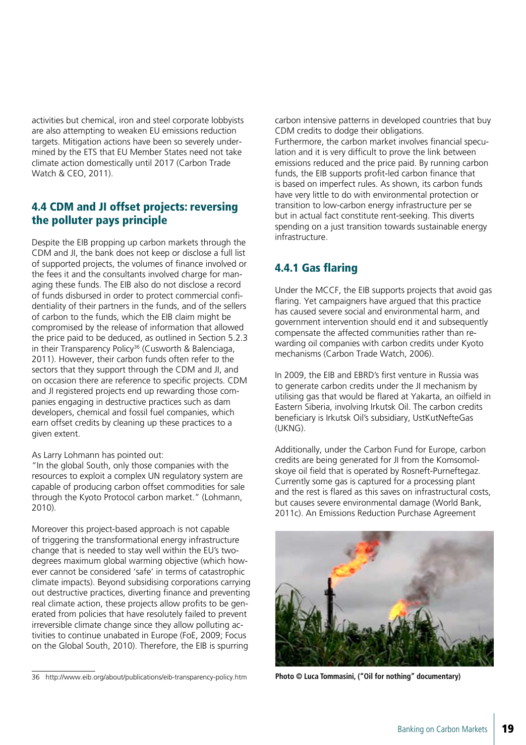activities but chemical, iron and steel corporate lobbyists are also attempting to weaken EU emissions reduction targets. Mitigation actions have been so severely undermined by the ETS that EU Member States need not take climate action domestically until 2017 (Carbon Trade Watch & CEO, 2011).

## 4.4 CDM and JI offset projects: reversing the polluter pays principle

Despite the EIB propping up carbon markets through the CDM and JI, the bank does not keep or disclose a full list of supported projects, the volumes of finance involved or the fees it and the consultants involved charge for managing these funds. The EIB also do not disclose a record of funds disbursed in order to protect commercial confidentiality of their partners in the funds, and of the sellers of carbon to the funds, which the EIB claim might be compromised by the release of information that allowed the price paid to be deduced, as outlined in Section 5.2.3 in their Transparency Policy[36] (Cusworth & Balenciaga, 2011). However, their carbon funds often refer to the sectors that they support through the CDM and JI, and on occasion there are reference to specific projects. CDM and JI registered projects end up rewarding those companies engaging in destructive practices such as dam developers, chemical and fossil fuel companies, which earn offset credits by cleaning up these practices to a given extent.

As Larry Lohmann has pointed out:
"In the global South, only those companies with the resources to exploit a complex UN regulatory system are capable of producing carbon offset commodities for sale through the Kyoto Protocol carbon market." (Lohmann, 2010).

Moreover this project-based approach is not capable of triggering the transformational energy infrastructure change that is needed to stay well within the EU's two-degrees maximum global warming objective (which however cannot be considered 'safe' in terms of catastrophic climate impacts). Beyond subsidising corporations carrying out destructive practices, diverting finance and preventing real climate action, these projects allow profits to be generated from policies that have resolutely failed to prevent irreversible climate change since they allow polluting activities to continue unabated in Europe (FoE, 2009; Focus on the Global South, 2010). Therefore, the EIB is spurring carbon intensive patterns in developed countries that buy CDM credits to dodge their obligations.
Furthermore, the carbon market involves financial speculation and it is very difficult to prove the link between emissions reduced and the price paid. By running carbon funds, the EIB supports profit-led carbon finance that is based on imperfect rules. As shown, its carbon funds have very little to do with environmental protection or transition to low-carbon energy infrastructure per se but in actual fact constitute rent-seeking. This diverts spending on a just transition towards sustainable energy infrastructure.

### 4.4.1 Gas flaring

Under the MCCF, the EIB supports projects that avoid gas flaring. Yet campaigners have argued that this practice has caused severe social and environmental harm, and government intervention should end it and subsequently compensate the affected communities rather than rewarding oil companies with carbon credits under Kyoto mechanisms (Carbon Trade Watch, 2006).

In 2009, the EIB and EBRD's first venture in Russia was to generate carbon credits under the JI mechanism by utilising gas that would be flared at Yakarta, an oilfield in Eastern Siberia, involving Irkutsk Oil. The carbon credits beneficiary is Irkutsk Oil's subsidiary, UstKutNefteGas (UKNG).

Additionally, under the Carbon Fund for Europe, carbon credits are being generated for JI from the Komsomolskoye oil field that is operated by Rosneft-Purneftegaz. Currently some gas is captured for a processing plant and the rest is flared as this saves on infrastructural costs, but causes severe environmental damage (World Bank, 2011c). An Emissions Reduction Purchase Agreement

**Photo © Luca Tommasini, ("Oil for nothing" documentary)**

36 http://www.eib.org/about/publications/eib-transparency-policy.htm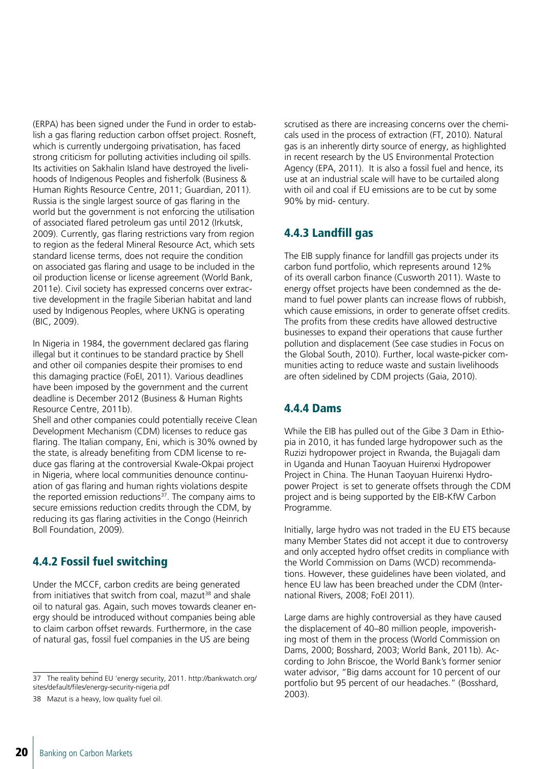(ERPA) has been signed under the Fund in order to establish a gas flaring reduction carbon offset project. Rosneft, which is currently undergoing privatisation, has faced strong criticism for polluting activities including oil spills. Its activities on Sakhalin Island have destroyed the livelihoods of Indigenous Peoples and fisherfolk (Business & Human Rights Resource Centre, 2011; Guardian, 2011). Russia is the single largest source of gas flaring in the world but the government is not enforcing the utilisation of associated flared petroleum gas until 2012 (Irkutsk, 2009). Currently, gas flaring restrictions vary from region to region as the federal Mineral Resource Act, which sets standard license terms, does not require the condition on associated gas flaring and usage to be included in the oil production license or license agreement (World Bank, 2011e). Civil society has expressed concerns over extractive development in the fragile Siberian habitat and land used by Indigenous Peoples, where UKNG is operating (BIC, 2009).

In Nigeria in 1984, the government declared gas flaring illegal but it continues to be standard practice by Shell and other oil companies despite their promises to end this damaging practice (FoEI, 2011). Various deadlines have been imposed by the government and the current deadline is December 2012 (Business & Human Rights Resource Centre, 2011b).

Shell and other companies could potentially receive Clean Development Mechanism (CDM) licenses to reduce gas flaring. The Italian company, Eni, which is 30% owned by the state, is already benefiting from CDM license to reduce gas flaring at the controversial Kwale-Okpai project in Nigeria, where local communities denounce continuation of gas flaring and human rights violations despite the reported emission reductions[37]. The company aims to secure emissions reduction credits through the CDM, by reducing its gas flaring activities in the Congo (Heinrich Boll Foundation, 2009).

## 4.4.2 Fossil fuel switching

Under the MCCF, carbon credits are being generated from initiatives that switch from coal, mazut[38] and shale oil to natural gas. Again, such moves towards cleaner energy should be introduced without companies being able to claim carbon offset rewards. Furthermore, in the case of natural gas, fossil fuel companies in the US are being scrutised as there are increasing concerns over the chemicals used in the process of extraction (FT, 2010). Natural gas is an inherently dirty source of energy, as highlighted in recent research by the US Environmental Protection Agency (EPA, 2011). It is also a fossil fuel and hence, its use at an industrial scale will have to be curtailed along with oil and coal if EU emissions are to be cut by some 90% by mid- century.

## 4.4.3 Landfill gas

The EIB supply finance for landfill gas projects under its carbon fund portfolio, which represents around 12% of its overall carbon finance (Cusworth 2011). Waste to energy offset projects have been condemned as the demand to fuel power plants can increase flows of rubbish, which cause emissions, in order to generate offset credits. The profits from these credits have allowed destructive businesses to expand their operations that cause further pollution and displacement (See case studies in Focus on the Global South, 2010). Further, local waste-picker communities acting to reduce waste and sustain livelihoods are often sidelined by CDM projects (Gaia, 2010).

## 4.4.4 Dams

While the EIB has pulled out of the Gibe 3 Dam in Ethiopia in 2010, it has funded large hydropower such as the Ruzizi hydropower project in Rwanda, the Bujagali dam in Uganda and Hunan Taoyuan Huirenxi Hydropower Project in China. The Hunan Taoyuan Huirenxi Hydropower Project is set to generate offsets through the CDM project and is being supported by the EIB-KfW Carbon Programme.

Initially, large hydro was not traded in the EU ETS because many Member States did not accept it due to controversy and only accepted hydro offset credits in compliance with the World Commission on Dams (WCD) recommendations. However, these guidelines have been violated, and hence EU law has been breached under the CDM (International Rivers, 2008; FoEI 2011).

Large dams are highly controversial as they have caused the displacement of 40–80 million people, impoverishing most of them in the process (World Commission on Dams, 2000; Bosshard, 2003; World Bank, 2011b). According to John Briscoe, the World Bank's former senior water advisor, "Big dams account for 10 percent of our portfolio but 95 percent of our headaches." (Bosshard, 2003).

---

37 The reality behind EU 'energy security, 2011. http://bankwatch.org/sites/default/files/energy-security-nigeria.pdf

38 Mazut is a heavy, low quality fuel oil.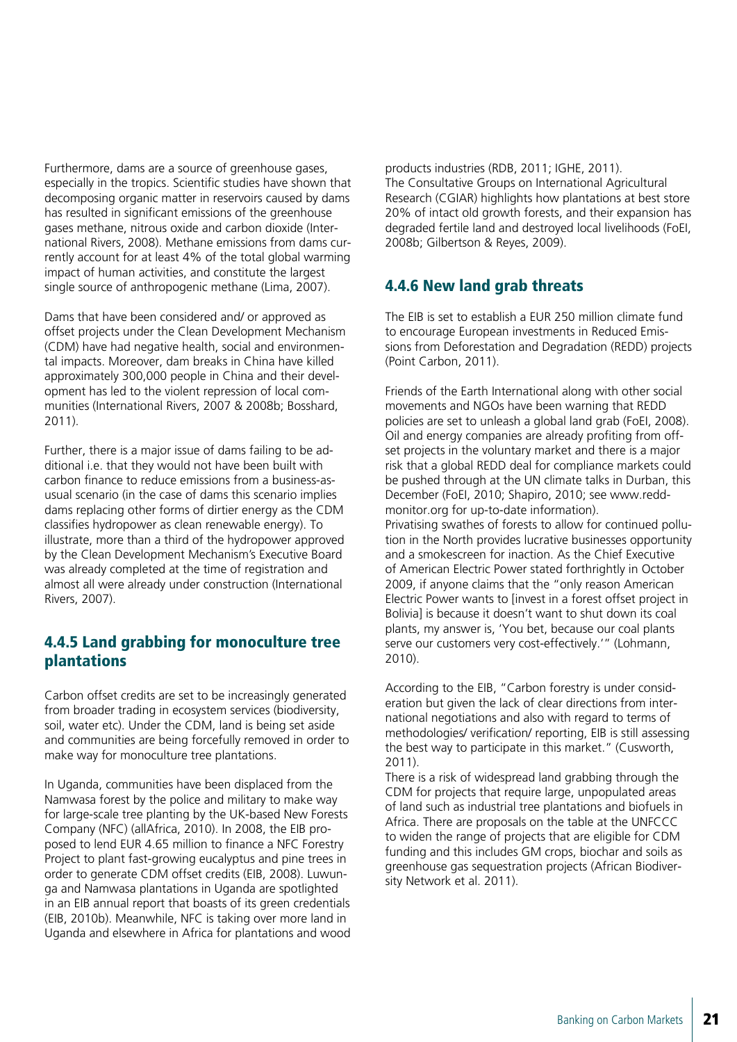Furthermore, dams are a source of greenhouse gases, especially in the tropics. Scientific studies have shown that decomposing organic matter in reservoirs caused by dams has resulted in significant emissions of the greenhouse gases methane, nitrous oxide and carbon dioxide (International Rivers, 2008). Methane emissions from dams currently account for at least 4% of the total global warming impact of human activities, and constitute the largest single source of anthropogenic methane (Lima, 2007).

Dams that have been considered and/ or approved as offset projects under the Clean Development Mechanism (CDM) have had negative health, social and environmental impacts. Moreover, dam breaks in China have killed approximately 300,000 people in China and their development has led to the violent repression of local communities (International Rivers, 2007 & 2008b; Bosshard, 2011).

Further, there is a major issue of dams failing to be additional i.e. that they would not have been built with carbon finance to reduce emissions from a business-as-usual scenario (in the case of dams this scenario implies dams replacing other forms of dirtier energy as the CDM classifies hydropower as clean renewable energy). To illustrate, more than a third of the hydropower approved by the Clean Development Mechanism's Executive Board was already completed at the time of registration and almost all were already under construction (International Rivers, 2007).

### 4.4.5 Land grabbing for monoculture tree plantations

Carbon offset credits are set to be increasingly generated from broader trading in ecosystem services (biodiversity, soil, water etc). Under the CDM, land is being set aside and communities are being forcefully removed in order to make way for monoculture tree plantations.

In Uganda, communities have been displaced from the Namwasa forest by the police and military to make way for large-scale tree planting by the UK-based New Forests Company (NFC) (allAfrica, 2010). In 2008, the EIB proposed to lend EUR 4.65 million to finance a NFC Forestry Project to plant fast-growing eucalyptus and pine trees in order to generate CDM offset credits (EIB, 2008). Luwunga and Namwasa plantations in Uganda are spotlighted in an EIB annual report that boasts of its green credentials (EIB, 2010b). Meanwhile, NFC is taking over more land in Uganda and elsewhere in Africa for plantations and wood products industries (RDB, 2011; IGHE, 2011).
The Consultative Groups on International Agricultural Research (CGIAR) highlights how plantations at best store 20% of intact old growth forests, and their expansion has degraded fertile land and destroyed local livelihoods (FoEI, 2008b; Gilbertson & Reyes, 2009).

### 4.4.6 New land grab threats

The EIB is set to establish a EUR 250 million climate fund to encourage European investments in Reduced Emissions from Deforestation and Degradation (REDD) projects (Point Carbon, 2011).

Friends of the Earth International along with other social movements and NGOs have been warning that REDD policies are set to unleash a global land grab (FoEI, 2008). Oil and energy companies are already profiting from offset projects in the voluntary market and there is a major risk that a global REDD deal for compliance markets could be pushed through at the UN climate talks in Durban, this December (FoEI, 2010; Shapiro, 2010; see www.redd-monitor.org for up-to-date information).
Privatising swathes of forests to allow for continued pollution in the North provides lucrative businesses opportunity and a smokescreen for inaction. As the Chief Executive of American Electric Power stated forthrightly in October 2009, if anyone claims that the "only reason American Electric Power wants to [invest in a forest offset project in Bolivia] is because it doesn't want to shut down its coal plants, my answer is, 'You bet, because our coal plants serve our customers very cost-effectively.'" (Lohmann, 2010).

According to the EIB, "Carbon forestry is under consideration but given the lack of clear directions from international negotiations and also with regard to terms of methodologies/ verification/ reporting, EIB is still assessing the best way to participate in this market." (Cusworth, 2011).
There is a risk of widespread land grabbing through the CDM for projects that require large, unpopulated areas of land such as industrial tree plantations and biofuels in Africa. There are proposals on the table at the UNFCCC to widen the range of projects that are eligible for CDM funding and this includes GM crops, biochar and soils as greenhouse gas sequestration projects (African Biodiversity Network et al. 2011).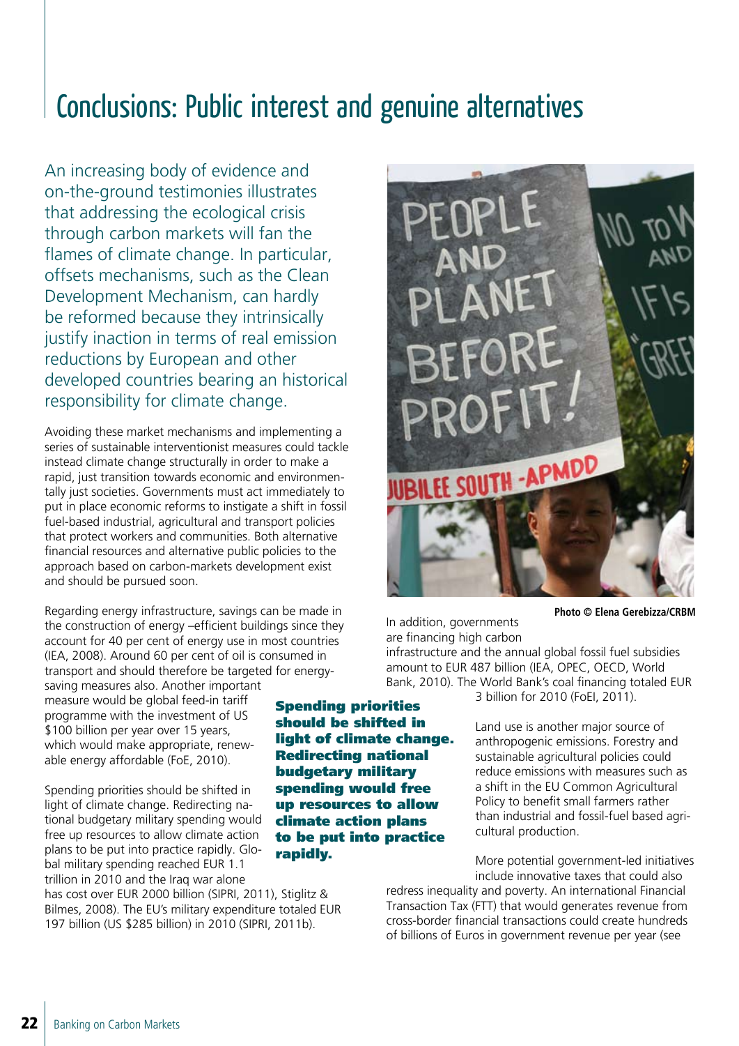# Conclusions: Public interest and genuine alternatives

An increasing body of evidence and on-the-ground testimonies illustrates that addressing the ecological crisis through carbon markets will fan the flames of climate change. In particular, offsets mechanisms, such as the Clean Development Mechanism, can hardly be reformed because they intrinsically justify inaction in terms of real emission reductions by European and other developed countries bearing an historical responsibility for climate change.

Avoiding these market mechanisms and implementing a series of sustainable interventionist measures could tackle instead climate change structurally in order to make a rapid, just transition towards economic and environmentally just societies. Governments must act immediately to put in place economic reforms to instigate a shift in fossil fuel-based industrial, agricultural and transport policies that protect workers and communities. Both alternative financial resources and alternative public policies to the approach based on carbon-markets development exist and should be pursued soon.

Regarding energy infrastructure, savings can be made in the construction of energy –efficient buildings since they account for 40 per cent of energy use in most countries (IEA, 2008). Around 60 per cent of oil is consumed in transport and should therefore be targeted for energy-saving measures also. Another important measure would be global feed-in tariff programme with the investment of US $100 billion per year over 15 years, which would make appropriate, renewable energy affordable (FoE, 2010).

**Spending priorities should be shifted in light of climate change. Redirecting national budgetary military spending would free up resources to allow climate action plans to be put into practice rapidly.**

Spending priorities should be shifted in light of climate change. Redirecting national budgetary military spending would free up resources to allow climate action plans to be put into practice rapidly. Global military spending reached EUR 1.1 trillion in 2010 and the Iraq war alone has cost over EUR 2000 billion (SIPRI, 2011), Stiglitz & Bilmes, 2008). The EU's military expenditure totaled EUR 197 billion (US $285 billion) in 2010 (SIPRI, 2011b).

Photo © Elena Gerebizza/CRBM

In addition, governments are financing high carbon infrastructure and the annual global fossil fuel subsidies amount to EUR 487 billion (IEA, OPEC, OECD, World Bank, 2010). The World Bank's coal financing totaled EUR 3 billion for 2010 (FoEI, 2011).

Land use is another major source of anthropogenic emissions. Forestry and sustainable agricultural policies could reduce emissions with measures such as a shift in the EU Common Agricultural Policy to benefit small farmers rather than industrial and fossil-fuel based agricultural production.

More potential government-led initiatives include innovative taxes that could also redress inequality and poverty. An international Financial Transaction Tax (FTT) that would generates revenue from cross-border financial transactions could create hundreds of billions of Euros in government revenue per year (see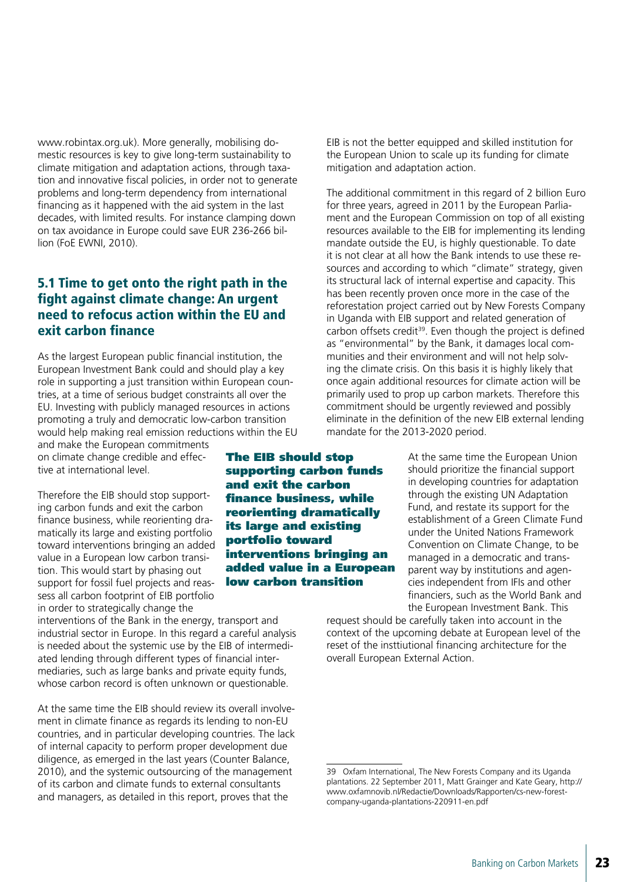www.robintax.org.uk). More generally, mobilising domestic resources is key to give long-term sustainability to climate mitigation and adaptation actions, through taxation and innovative fiscal policies, in order not to generate problems and long-term dependency from international financing as it happened with the aid system in the last decades, with limited results. For instance clamping down on tax avoidance in Europe could save EUR 236-266 billion (FoE EWNI, 2010).

## 5.1 Time to get onto the right path in the fight against climate change: An urgent need to refocus action within the EU and exit carbon finance

As the largest European public financial institution, the European Investment Bank could and should play a key role in supporting a just transition within European countries, at a time of serious budget constraints all over the EU. Investing with publicly managed resources in actions promoting a truly and democratic low-carbon transition would help making real emission reductions within the EU and make the European commitments on climate change credible and effective at international level.

**The EIB should stop supporting carbon funds and exit the carbon finance business, while reorienting dramatically its large and existing portfolio toward interventions bringing an added value in a European low carbon transition**

Therefore the EIB should stop supporting carbon funds and exit the carbon finance business, while reorienting dramatically its large and existing portfolio toward interventions bringing an added value in a European low carbon transition. This would start by phasing out support for fossil fuel projects and reassess all carbon footprint of EIB portfolio in order to strategically change the interventions of the Bank in the energy, transport and industrial sector in Europe. In this regard a careful analysis is needed about the systemic use by the EIB of intermediated lending through different types of financial intermediaries, such as large banks and private equity funds, whose carbon record is often unknown or questionable.

At the same time the EIB should review its overall involvement in climate finance as regards its lending to non-EU countries, and in particular developing countries. The lack of internal capacity to perform proper development due diligence, as emerged in the last years (Counter Balance, 2010), and the systemic outsourcing of the management of its carbon and climate funds to external consultants and managers, as detailed in this report, proves that the EIB is not the better equipped and skilled institution for the European Union to scale up its funding for climate mitigation and adaptation action.

The additional commitment in this regard of 2 billion Euro for three years, agreed in 2011 by the European Parliament and the European Commission on top of all existing resources available to the EIB for implementing its lending mandate outside the EU, is highly questionable. To date it is not clear at all how the Bank intends to use these resources and according to which "climate" strategy, given its structural lack of internal expertise and capacity. This has been recently proven once more in the case of the reforestation project carried out by New Forests Company in Uganda with EIB support and related generation of carbon offsets credit[39]. Even though the project is defined as "environmental" by the Bank, it damages local communities and their environment and will not help solving the climate crisis. On this basis it is highly likely that once again additional resources for climate action will be primarily used to prop up carbon markets. Therefore this commitment should be urgently reviewed and possibly eliminate in the definition of the new EIB external lending mandate for the 2013-2020 period.

At the same time the European Union should prioritize the financial support in developing countries for adaptation through the existing UN Adaptation Fund, and restate its support for the establishment of a Green Climate Fund under the United Nations Framework Convention on Climate Change, to be managed in a democratic and transparent way by institutions and agencies independent from IFIs and other financiers, such as the World Bank and the European Investment Bank. This request should be carefully taken into account in the context of the upcoming debate at European level of the reset of the insttiutional financing architecture for the overall European External Action.

---

39 Oxfam International, The New Forests Company and its Uganda plantations. 22 September 2011, Matt Grainger and Kate Geary, http://www.oxfamnovib.nl/Redactie/Downloads/Rapporten/cs-new-forest-company-uganda-plantations-220911-en.pdf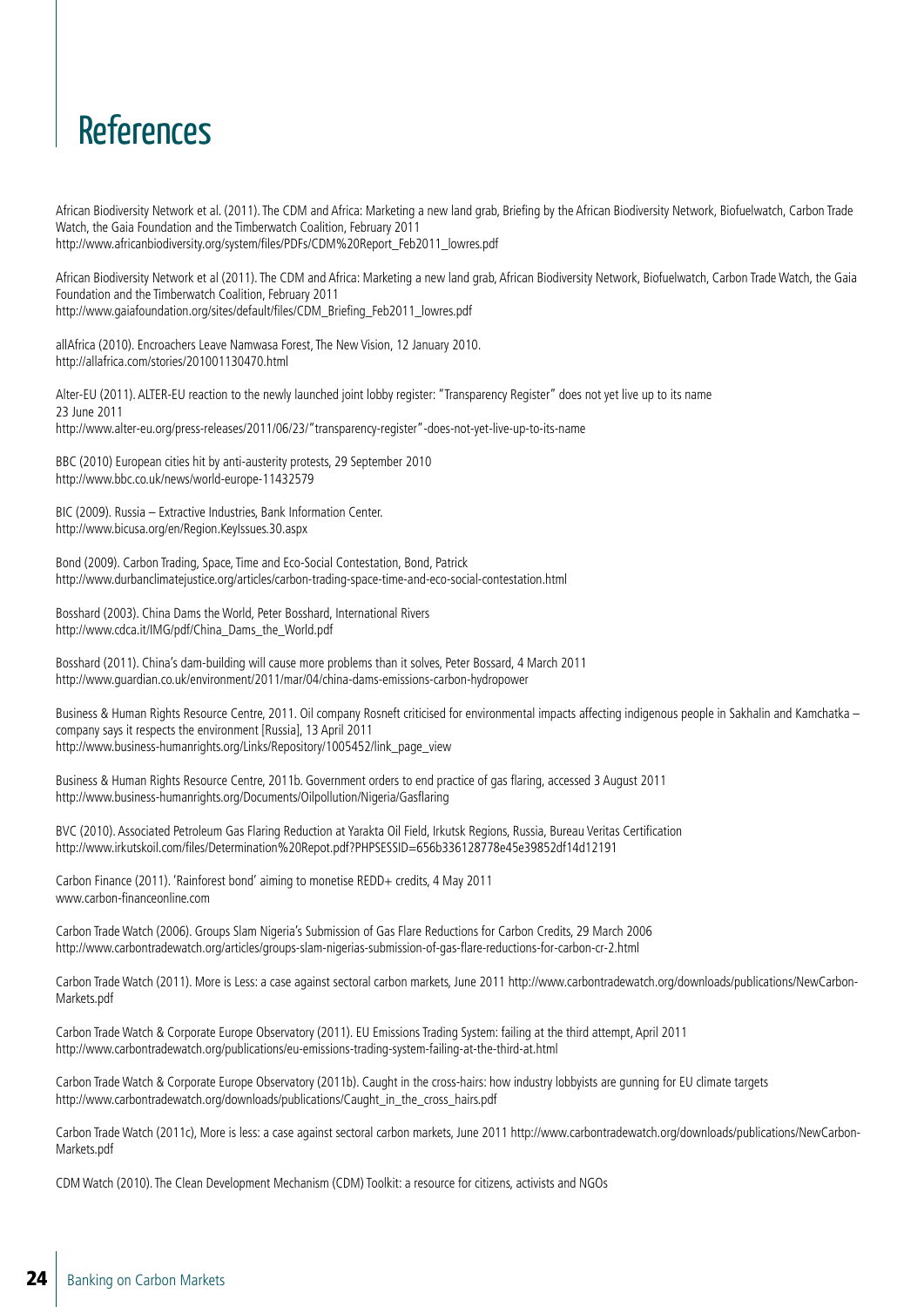# References

African Biodiversity Network et al. (2011). The CDM and Africa: Marketing a new land grab, Briefing by the African Biodiversity Network, Biofuelwatch, Carbon Trade Watch, the Gaia Foundation and the Timberwatch Coalition, February 2011
http://www.africanbiodiversity.org/system/files/PDFs/CDM%20Report_Feb2011_lowres.pdf

African Biodiversity Network et al (2011). The CDM and Africa: Marketing a new land grab, African Biodiversity Network, Biofuelwatch, Carbon Trade Watch, the Gaia Foundation and the Timberwatch Coalition, February 2011
http://www.gaiafoundation.org/sites/default/files/CDM_Briefing_Feb2011_lowres.pdf

allAfrica (2010). Encroachers Leave Namwasa Forest, The New Vision, 12 January 2010.
http://allafrica.com/stories/201001130470.html

Alter-EU (2011). ALTER-EU reaction to the newly launched joint lobby register: "Transparency Register" does not yet live up to its name
23 June 2011
http://www.alter-eu.org/press-releases/2011/06/23/"transparency-register"-does-not-yet-live-up-to-its-name

BBC (2010) European cities hit by anti-austerity protests, 29 September 2010
http://www.bbc.co.uk/news/world-europe-11432579

BIC (2009). Russia – Extractive Industries, Bank Information Center.
http://www.bicusa.org/en/Region.KeyIssues.30.aspx

Bond (2009). Carbon Trading, Space, Time and Eco-Social Contestation, Bond, Patrick
http://www.durbanclimatejustice.org/articles/carbon-trading-space-time-and-eco-social-contestation.html

Bosshard (2003). China Dams the World, Peter Bosshard, International Rivers
http://www.cdca.it/IMG/pdf/China_Dams_the_World.pdf

Bosshard (2011). China's dam-building will cause more problems than it solves, Peter Bossard, 4 March 2011
http://www.guardian.co.uk/environment/2011/mar/04/china-dams-emissions-carbon-hydropower

Business & Human Rights Resource Centre, 2011. Oil company Rosneft criticised for environmental impacts affecting indigenous people in Sakhalin and Kamchatka – company says it respects the environment [Russia], 13 April 2011
http://www.business-humanrights.org/Links/Repository/1005452/link_page_view

Business & Human Rights Resource Centre, 2011b. Government orders to end practice of gas flaring, accessed 3 August 2011
http://www.business-humanrights.org/Documents/Oilpollution/Nigeria/Gasflaring

BVC (2010). Associated Petroleum Gas Flaring Reduction at Yarakta Oil Field, Irkutsk Regions, Russia, Bureau Veritas Certification
http://www.irkutskoil.com/files/Determination%20Repot.pdf?PHPSESSID=656b336128778e45e39852df14d12191

Carbon Finance (2011). 'Rainforest bond' aiming to monetise REDD+ credits, 4 May 2011
www.carbon-financeonline.com

Carbon Trade Watch (2006). Groups Slam Nigeria's Submission of Gas Flare Reductions for Carbon Credits, 29 March 2006
http://www.carbontradewatch.org/articles/groups-slam-nigerias-submission-of-gas-flare-reductions-for-carbon-cr-2.html

Carbon Trade Watch (2011). More is Less: a case against sectoral carbon markets, June 2011 http://www.carbontradewatch.org/downloads/publications/NewCarbon-Markets.pdf

Carbon Trade Watch & Corporate Europe Observatory (2011). EU Emissions Trading System: failing at the third attempt, April 2011
http://www.carbontradewatch.org/publications/eu-emissions-trading-system-failing-at-the-third-at.html

Carbon Trade Watch & Corporate Europe Observatory (2011b). Caught in the cross-hairs: how industry lobbyists are gunning for EU climate targets
http://www.carbontradewatch.org/downloads/publications/Caught_in_the_cross_hairs.pdf

Carbon Trade Watch (2011c), More is less: a case against sectoral carbon markets, June 2011 http://www.carbontradewatch.org/downloads/publications/NewCarbon-Markets.pdf

CDM Watch (2010). The Clean Development Mechanism (CDM) Toolkit: a resource for citizens, activists and NGOs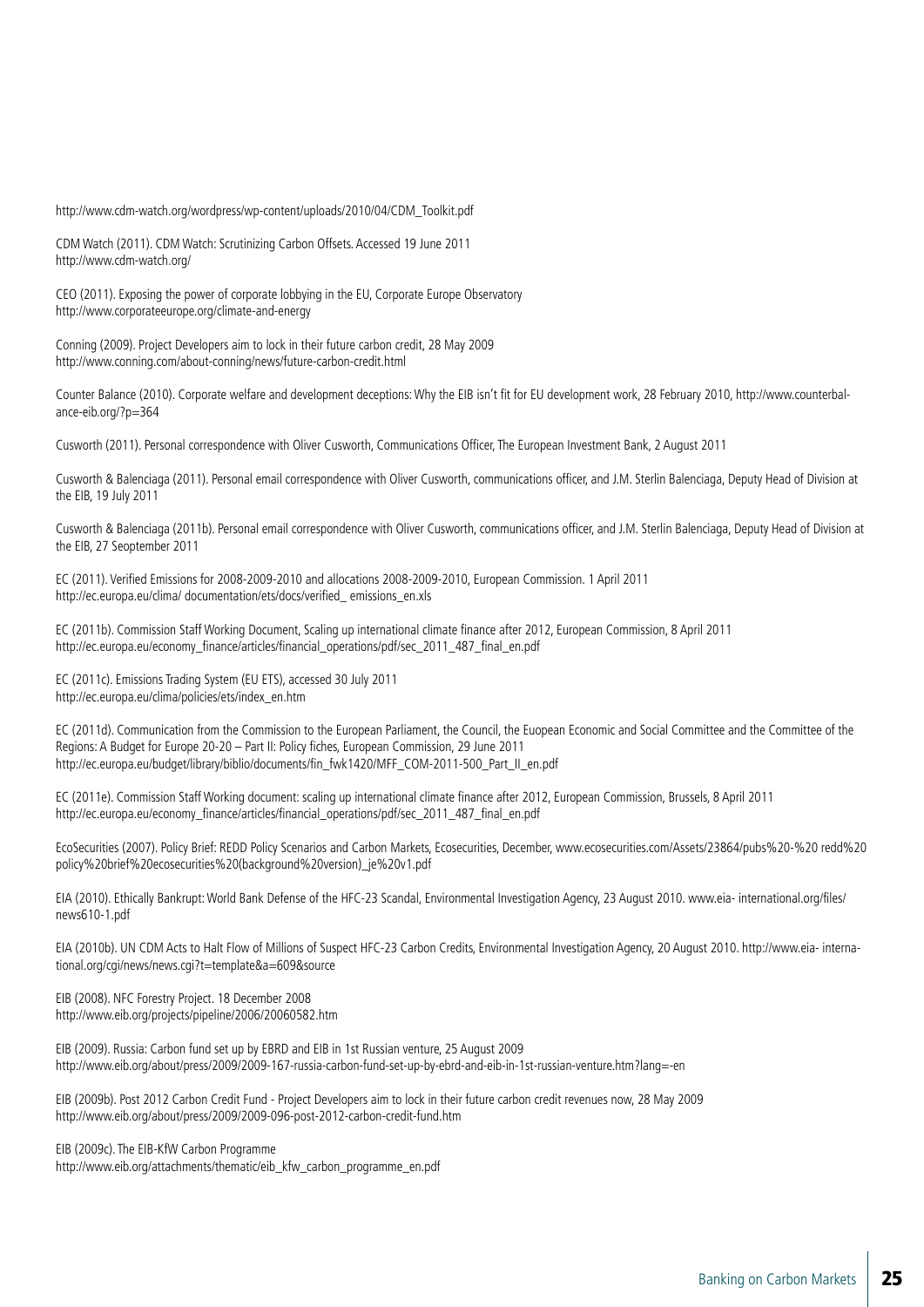http://www.cdm-watch.org/wordpress/wp-content/uploads/2010/04/CDM_Toolkit.pdf

CDM Watch (2011). CDM Watch: Scrutinizing Carbon Offsets. Accessed 19 June 2011
http://www.cdm-watch.org/

CEO (2011). Exposing the power of corporate lobbying in the EU, Corporate Europe Observatory
http://www.corporateeurope.org/climate-and-energy

Conning (2009). Project Developers aim to lock in their future carbon credit, 28 May 2009
http://www.conning.com/about-conning/news/future-carbon-credit.html

Counter Balance (2010). Corporate welfare and development deceptions: Why the EIB isn't fit for EU development work, 28 February 2010, http://www.counterbalance-eib.org/?p=364

Cusworth (2011). Personal correspondence with Oliver Cusworth, Communications Officer, The European Investment Bank, 2 August 2011

Cusworth & Balenciaga (2011). Personal email correspondence with Oliver Cusworth, communications officer, and J.M. Sterlin Balenciaga, Deputy Head of Division at the EIB, 19 July 2011

Cusworth & Balenciaga (2011b). Personal email correspondence with Oliver Cusworth, communications officer, and J.M. Sterlin Balenciaga, Deputy Head of Division at the EIB, 27 Seoptember 2011

EC (2011). Verified Emissions for 2008-2009-2010 and allocations 2008-2009-2010, European Commission. 1 April 2011
http://ec.europa.eu/clima/ documentation/ets/docs/verified_ emissions_en.xls

EC (2011b). Commission Staff Working Document, Scaling up international climate finance after 2012, European Commission, 8 April 2011
http://ec.europa.eu/economy_finance/articles/financial_operations/pdf/sec_2011_487_final_en.pdf

EC (2011c). Emissions Trading System (EU ETS), accessed 30 July 2011
http://ec.europa.eu/clima/policies/ets/index_en.htm

EC (2011d). Communication from the Commission to the European Parliament, the Council, the Euopean Economic and Social Committee and the Committee of the Regions: A Budget for Europe 20-20 – Part II: Policy fiches, European Commission, 29 June 2011
http://ec.europa.eu/budget/library/biblio/documents/fin_fwk1420/MFF_COM-2011-500_Part_II_en.pdf

EC (2011e). Commission Staff Working document: scaling up international climate finance after 2012, European Commission, Brussels, 8 April 2011
http://ec.europa.eu/economy_finance/articles/financial_operations/pdf/sec_2011_487_final_en.pdf

EcoSecurities (2007). Policy Brief: REDD Policy Scenarios and Carbon Markets, Ecosecurities, December, www.ecosecurities.com/Assets/23864/pubs%20-%20 redd%20 policy%20brief%20ecosecurities%20(background%20version)_je%20v1.pdf

EIA (2010). Ethically Bankrupt: World Bank Defense of the HFC-23 Scandal, Environmental Investigation Agency, 23 August 2010. www.eia- international.org/files/news610-1.pdf

EIA (2010b). UN CDM Acts to Halt Flow of Millions of Suspect HFC-23 Carbon Credits, Environmental Investigation Agency, 20 August 2010. http://www.eia- international.org/cgi/news/news.cgi?t=template&a=609&source

EIB (2008). NFC Forestry Project. 18 December 2008
http://www.eib.org/projects/pipeline/2006/20060582.htm

EIB (2009). Russia: Carbon fund set up by EBRD and EIB in 1st Russian venture, 25 August 2009
http://www.eib.org/about/press/2009/2009-167-russia-carbon-fund-set-up-by-ebrd-and-eib-in-1st-russian-venture.htm?lang=-en

EIB (2009b). Post 2012 Carbon Credit Fund - Project Developers aim to lock in their future carbon credit revenues now, 28 May 2009
http://www.eib.org/about/press/2009/2009-096-post-2012-carbon-credit-fund.htm

EIB (2009c). The EIB-KfW Carbon Programme
http://www.eib.org/attachments/thematic/eib_kfw_carbon_programme_en.pdf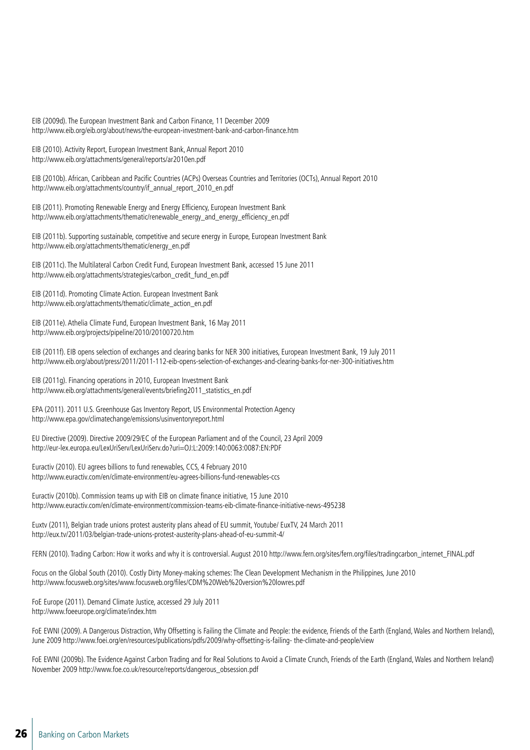EIB (2009d). The European Investment Bank and Carbon Finance, 11 December 2009
http://www.eib.org/eib.org/about/news/the-european-investment-bank-and-carbon-finance.htm

EIB (2010). Activity Report, European Investment Bank, Annual Report 2010
http://www.eib.org/attachments/general/reports/ar2010en.pdf

EIB (2010b). African, Caribbean and Pacific Countries (ACPs) Overseas Countries and Territories (OCTs), Annual Report 2010
http://www.eib.org/attachments/country/if_annual_report_2010_en.pdf

EIB (2011). Promoting Renewable Energy and Energy Efficiency, European Investment Bank
http://www.eib.org/attachments/thematic/renewable_energy_and_energy_efficiency_en.pdf

EIB (2011b). Supporting sustainable, competitive and secure energy in Europe, European Investment Bank
http://www.eib.org/attachments/thematic/energy_en.pdf

EIB (2011c). The Multilateral Carbon Credit Fund, European Investment Bank, accessed 15 June 2011
http://www.eib.org/attachments/strategies/carbon_credit_fund_en.pdf

EIB (2011d). Promoting Climate Action. European Investment Bank
http://www.eib.org/attachments/thematic/climate_action_en.pdf

EIB (2011e). Athelia Climate Fund, European Investment Bank, 16 May 2011
http://www.eib.org/projects/pipeline/2010/20100720.htm

EIB (2011f). EIB opens selection of exchanges and clearing banks for NER 300 initiatives, European Investment Bank, 19 July 2011
http://www.eib.org/about/press/2011/2011-112-eib-opens-selection-of-exchanges-and-clearing-banks-for-ner-300-initiatives.htm

EIB (2011g). Financing operations in 2010, European Investment Bank
http://www.eib.org/attachments/general/events/briefing2011_statistics_en.pdf

EPA (2011). 2011 U.S. Greenhouse Gas Inventory Report, US Environmental Protection Agency
http://www.epa.gov/climatechange/emissions/usinventoryreport.html

EU Directive (2009). Directive 2009/29/EC of the European Parliament and of the Council, 23 April 2009
http://eur-lex.europa.eu/LexUriServ/LexUriServ.do?uri=OJ:L:2009:140:0063:0087:EN:PDF

Euractiv (2010). EU agrees billions to fund renewables, CCS, 4 February 2010
http://www.euractiv.com/en/climate-environment/eu-agrees-billions-fund-renewables-ccs

Euractiv (2010b). Commission teams up with EIB on climate finance initiative, 15 June 2010
http://www.euractiv.com/en/climate-environment/commission-teams-eib-climate-finance-initiative-news-495238

Euxtv (2011), Belgian trade unions protest austerity plans ahead of EU summit, Youtube/ EuxTV, 24 March 2011
http://eux.tv/2011/03/belgian-trade-unions-protest-austerity-plans-ahead-of-eu-summit-4/

FERN (2010). Trading Carbon: How it works and why it is controversial. August 2010 http://www.fern.org/sites/fern.org/files/tradingcarbon_internet_FINAL.pdf

Focus on the Global South (2010). Costly Dirty Money-making schemes: The Clean Development Mechanism in the Philippines, June 2010
http://www.focusweb.org/sites/www.focusweb.org/files/CDM%20Web%20version%20lowres.pdf

FoE Europe (2011). Demand Climate Justice, accessed 29 July 2011
http://www.foeeurope.org/climate/index.htm

FoE EWNI (2009). A Dangerous Distraction, Why Offsetting is Failing the Climate and People: the evidence, Friends of the Earth (England, Wales and Northern Ireland), June 2009 http://www.foei.org/en/resources/publications/pdfs/2009/why-offsetting-is-failing- the-climate-and-people/view

FoE EWNI (2009b). The Evidence Against Carbon Trading and for Real Solutions to Avoid a Climate Crunch, Friends of the Earth (England, Wales and Northern Ireland) November 2009 http://www.foe.co.uk/resource/reports/dangerous_obsession.pdf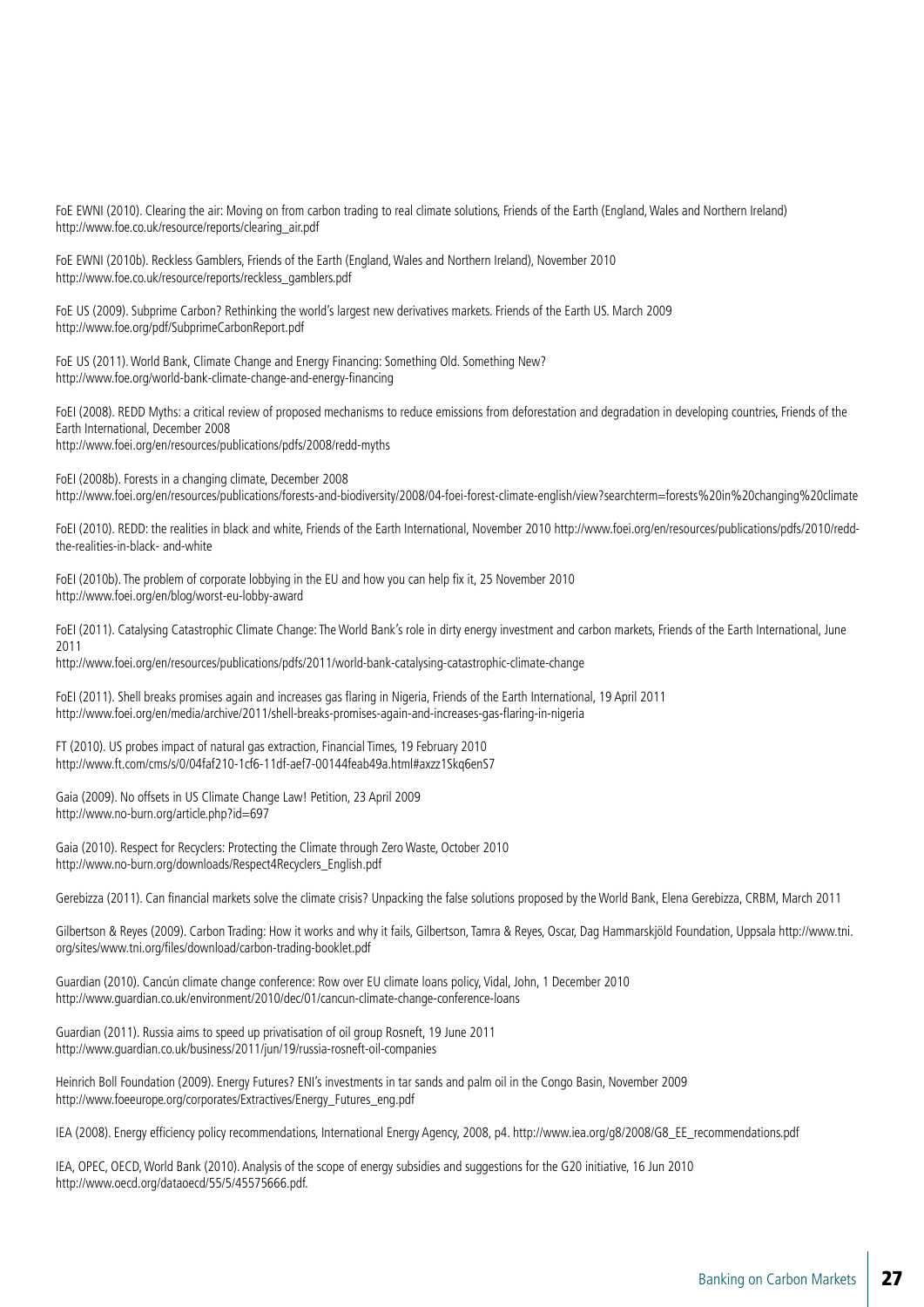FoE EWNI (2010). Clearing the air: Moving on from carbon trading to real climate solutions, Friends of the Earth (England, Wales and Northern Ireland) http://www.foe.co.uk/resource/reports/clearing_air.pdf

FoE EWNI (2010b). Reckless Gamblers, Friends of the Earth (England, Wales and Northern Ireland), November 2010 http://www.foe.co.uk/resource/reports/reckless_gamblers.pdf

FoE US (2009). Subprime Carbon? Rethinking the world's largest new derivatives markets. Friends of the Earth US. March 2009 http://www.foe.org/pdf/SubprimeCarbonReport.pdf

FoE US (2011). World Bank, Climate Change and Energy Financing: Something Old. Something New? http://www.foe.org/world-bank-climate-change-and-energy-financing

FoEI (2008). REDD Myths: a critical review of proposed mechanisms to reduce emissions from deforestation and degradation in developing countries, Friends of the Earth International, December 2008 http://www.foei.org/en/resources/publications/pdfs/2008/redd-myths

FoEI (2008b). Forests in a changing climate, December 2008 http://www.foei.org/en/resources/publications/forests-and-biodiversity/2008/04-foei-forest-climate-english/view?searchterm=forests%20in%20changing%20climate

FoEI (2010). REDD: the realities in black and white, Friends of the Earth International, November 2010 http://www.foei.org/en/resources/publications/pdfs/2010/redd-the-realities-in-black- and-white

FoEI (2010b). The problem of corporate lobbying in the EU and how you can help fix it, 25 November 2010 http://www.foei.org/en/blog/worst-eu-lobby-award

FoEI (2011). Catalysing Catastrophic Climate Change: The World Bank's role in dirty energy investment and carbon markets, Friends of the Earth International, June 2011 http://www.foei.org/en/resources/publications/pdfs/2011/world-bank-catalysing-catastrophic-climate-change

FoEI (2011). Shell breaks promises again and increases gas flaring in Nigeria, Friends of the Earth International, 19 April 2011 http://www.foei.org/en/media/archive/2011/shell-breaks-promises-again-and-increases-gas-flaring-in-nigeria

FT (2010). US probes impact of natural gas extraction, Financial Times, 19 February 2010 http://www.ft.com/cms/s/0/04faf210-1cf6-11df-aef7-00144feab49a.html#axzz1Skq6enS7

Gaia (2009). No offsets in US Climate Change Law! Petition, 23 April 2009 http://www.no-burn.org/article.php?id=697

Gaia (2010). Respect for Recyclers: Protecting the Climate through Zero Waste, October 2010 http://www.no-burn.org/downloads/Respect4Recyclers_English.pdf

Gerebizza (2011). Can financial markets solve the climate crisis? Unpacking the false solutions proposed by the World Bank, Elena Gerebizza, CRBM, March 2011

Gilbertson & Reyes (2009). Carbon Trading: How it works and why it fails, Gilbertson, Tamra & Reyes, Oscar, Dag Hammarskjöld Foundation, Uppsala http://www.tni.org/sites/www.tni.org/files/download/carbon-trading-booklet.pdf

Guardian (2010). Cancún climate change conference: Row over EU climate loans policy, Vidal, John, 1 December 2010 http://www.guardian.co.uk/environment/2010/dec/01/cancun-climate-change-conference-loans

Guardian (2011). Russia aims to speed up privatisation of oil group Rosneft, 19 June 2011 http://www.guardian.co.uk/business/2011/jun/19/russia-rosneft-oil-companies

Heinrich Boll Foundation (2009). Energy Futures? ENI's investments in tar sands and palm oil in the Congo Basin, November 2009 http://www.foeeurope.org/corporates/Extractives/Energy_Futures_eng.pdf

IEA (2008). Energy efficiency policy recommendations, International Energy Agency, 2008, p4. http://www.iea.org/g8/2008/G8_EE_recommendations.pdf

IEA, OPEC, OECD, World Bank (2010). Analysis of the scope of energy subsidies and suggestions for the G20 initiative, 16 Jun 2010 http://www.oecd.org/dataoecd/55/5/45575666.pdf.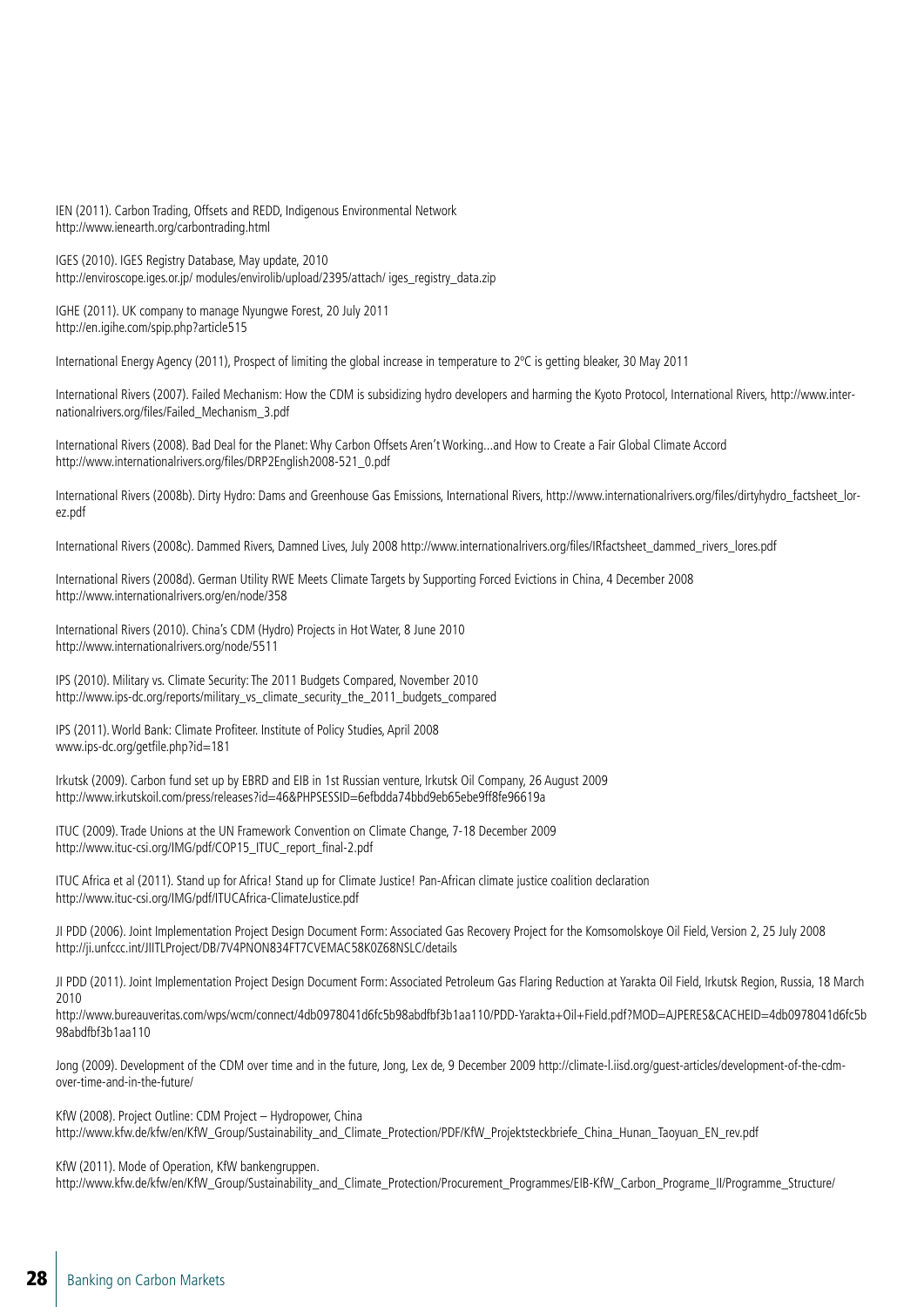IEN (2011). Carbon Trading, Offsets and REDD, Indigenous Environmental Network
http://www.ienearth.org/carbontrading.html

IGES (2010). IGES Registry Database, May update, 2010
http://enviroscope.iges.or.jp/ modules/envirolib/upload/2395/attach/ iges_registry_data.zip

IGHE (2011). UK company to manage Nyungwe Forest, 20 July 2011
http://en.igihe.com/spip.php?article515

International Energy Agency (2011), Prospect of limiting the global increase in temperature to 2ºC is getting bleaker, 30 May 2011

International Rivers (2007). Failed Mechanism: How the CDM is subsidizing hydro developers and harming the Kyoto Protocol, International Rivers, http://www.internationalrivers.org/files/Failed_Mechanism_3.pdf

International Rivers (2008). Bad Deal for the Planet: Why Carbon Offsets Aren't Working...and How to Create a Fair Global Climate Accord
http://www.internationalrivers.org/files/DRP2English2008-521_0.pdf

International Rivers (2008b). Dirty Hydro: Dams and Greenhouse Gas Emissions, International Rivers, http://www.internationalrivers.org/files/dirtyhydro_factsheet_lorez.pdf

International Rivers (2008c). Dammed Rivers, Damned Lives, July 2008 http://www.internationalrivers.org/files/IRfactsheet_dammed_rivers_lores.pdf

International Rivers (2008d). German Utility RWE Meets Climate Targets by Supporting Forced Evictions in China, 4 December 2008
http://www.internationalrivers.org/en/node/358

International Rivers (2010). China's CDM (Hydro) Projects in Hot Water, 8 June 2010
http://www.internationalrivers.org/node/5511

IPS (2010). Military vs. Climate Security: The 2011 Budgets Compared, November 2010
http://www.ips-dc.org/reports/military_vs_climate_security_the_2011_budgets_compared

IPS (2011). World Bank: Climate Profiteer. Institute of Policy Studies, April 2008
www.ips-dc.org/getfile.php?id=181

Irkutsk (2009). Carbon fund set up by EBRD and EIB in 1st Russian venture, Irkutsk Oil Company, 26 August 2009
http://www.irkutskoil.com/press/releases?id=46&PHPSESSID=6efbdda74bbd9eb65ebe9ff8fe96619a

ITUC (2009). Trade Unions at the UN Framework Convention on Climate Change, 7-18 December 2009
http://www.ituc-csi.org/IMG/pdf/COP15_ITUC_report_final-2.pdf

ITUC Africa et al (2011). Stand up for Africa! Stand up for Climate Justice! Pan-African climate justice coalition declaration
http://www.ituc-csi.org/IMG/pdf/ITUCAfrica-ClimateJustice.pdf

JI PDD (2006). Joint Implementation Project Design Document Form: Associated Gas Recovery Project for the Komsomolskoye Oil Field, Version 2, 25 July 2008
http://ji.unfccc.int/JIITLProject/DB/7V4PNON834FT7CVEMAC58K0Z68NSLC/details

JI PDD (2011). Joint Implementation Project Design Document Form: Associated Petroleum Gas Flaring Reduction at Yarakta Oil Field, Irkutsk Region, Russia, 18 March 2010
http://www.bureauveritas.com/wps/wcm/connect/4db0978041d6fc5b98abdfbf3b1aa110/PDD-Yarakta+Oil+Field.pdf?MOD=AJPERES&CACHEID=4db0978041d6fc5b98abdfbf3b1aa110

Jong (2009). Development of the CDM over time and in the future, Jong, Lex de, 9 December 2009 http://climate-l.iisd.org/guest-articles/development-of-the-cdm-over-time-and-in-the-future/

KfW (2008). Project Outline: CDM Project – Hydropower, China
http://www.kfw.de/kfw/en/KfW_Group/Sustainability_and_Climate_Protection/PDF/KfW_Projektsteckbriefe_China_Hunan_Taoyuan_EN_rev.pdf

KfW (2011). Mode of Operation, KfW bankengruppen.
http://www.kfw.de/kfw/en/KfW_Group/Sustainability_and_Climate_Protection/Procurement_Programmes/EIB-KfW_Carbon_Programe_II/Programme_Structure/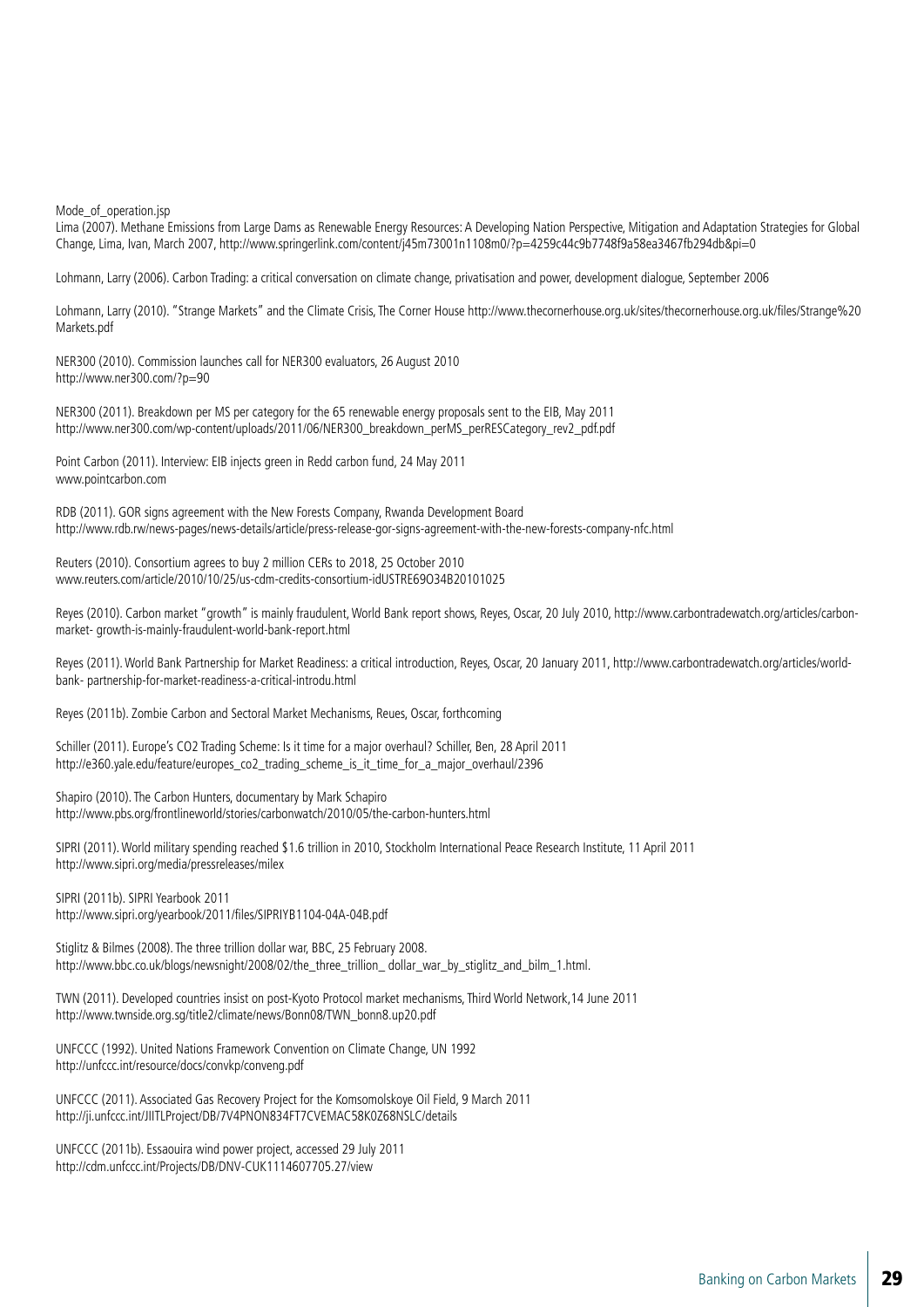Mode_of_operation.jsp

Lima (2007). Methane Emissions from Large Dams as Renewable Energy Resources: A Developing Nation Perspective, Mitigation and Adaptation Strategies for Global Change, Lima, Ivan, March 2007, http://www.springerlink.com/content/j45m73001n1108m0/?p=4259c44c9b7748f9a58ea3467fb294db&pi=0

Lohmann, Larry (2006). Carbon Trading: a critical conversation on climate change, privatisation and power, development dialogue, September 2006

Lohmann, Larry (2010). "Strange Markets" and the Climate Crisis, The Corner House http://www.thecornerhouse.org.uk/sites/thecornerhouse.org.uk/files/Strange%20 Markets.pdf

NER300 (2010). Commission launches call for NER300 evaluators, 26 August 2010 http://www.ner300.com/?p=90

NER300 (2011). Breakdown per MS per category for the 65 renewable energy proposals sent to the EIB, May 2011 http://www.ner300.com/wp-content/uploads/2011/06/NER300_breakdown_perMS_perRESCategory_rev2_pdf.pdf

Point Carbon (2011). Interview: EIB injects green in Redd carbon fund, 24 May 2011 www.pointcarbon.com

RDB (2011). GOR signs agreement with the New Forests Company, Rwanda Development Board http://www.rdb.rw/news-pages/news-details/article/press-release-gor-signs-agreement-with-the-new-forests-company-nfc.html

Reuters (2010). Consortium agrees to buy 2 million CERs to 2018, 25 October 2010 www.reuters.com/article/2010/10/25/us-cdm-credits-consortium-idUSTRE69O34B20101025

Reyes (2010). Carbon market "growth" is mainly fraudulent, World Bank report shows, Reyes, Oscar, 20 July 2010, http://www.carbontradewatch.org/articles/carbon-market- growth-is-mainly-fraudulent-world-bank-report.html

Reyes (2011). World Bank Partnership for Market Readiness: a critical introduction, Reyes, Oscar, 20 January 2011, http://www.carbontradewatch.org/articles/world-bank- partnership-for-market-readiness-a-critical-introdu.html

Reyes (2011b). Zombie Carbon and Sectoral Market Mechanisms, Reues, Oscar, forthcoming

Schiller (2011). Europe's CO2 Trading Scheme: Is it time for a major overhaul? Schiller, Ben, 28 April 2011 http://e360.yale.edu/feature/europes_co2_trading_scheme_is_it_time_for_a_major_overhaul/2396

Shapiro (2010). The Carbon Hunters, documentary by Mark Schapiro http://www.pbs.org/frontlineworld/stories/carbonwatch/2010/05/the-carbon-hunters.html

SIPRI (2011). World military spending reached $1.6 trillion in 2010, Stockholm International Peace Research Institute, 11 April 2011 http://www.sipri.org/media/pressreleases/milex

SIPRI (2011b). SIPRI Yearbook 2011 http://www.sipri.org/yearbook/2011/files/SIPRIYB1104-04A-04B.pdf

Stiglitz & Bilmes (2008). The three trillion dollar war, BBC, 25 February 2008. http://www.bbc.co.uk/blogs/newsnight/2008/02/the_three_trillion_ dollar_war_by_stiglitz_and_bilm_1.html.

TWN (2011). Developed countries insist on post-Kyoto Protocol market mechanisms, Third World Network,14 June 2011 http://www.twnside.org.sg/title2/climate/news/Bonn08/TWN_bonn8.up20.pdf

UNFCCC (1992). United Nations Framework Convention on Climate Change, UN 1992 http://unfccc.int/resource/docs/convkp/conveng.pdf

UNFCCC (2011). Associated Gas Recovery Project for the Komsomolskoye Oil Field, 9 March 2011 http://ji.unfccc.int/JIITLProject/DB/7V4PNON834FT7CVEMAC58K0Z68NSLC/details

UNFCCC (2011b). Essaouira wind power project, accessed 29 July 2011 http://cdm.unfccc.int/Projects/DB/DNV-CUK1114607705.27/view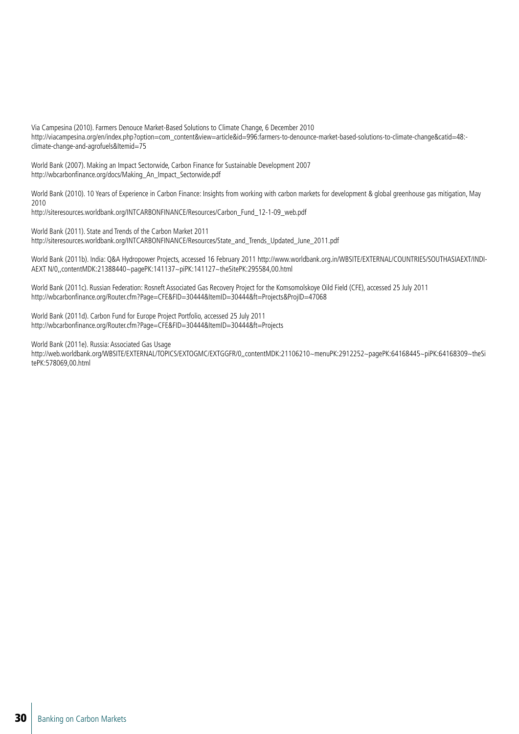Via Campesina (2010). Farmers Denouce Market-Based Solutions to Climate Change, 6 December 2010
http://viacampesina.org/en/index.php?option=com_content&view=article&id=996:farmers-to-denounce-market-based-solutions-to-climate-change&catid=48:-climate-change-and-agrofuels&Itemid=75

World Bank (2007). Making an Impact Sectorwide, Carbon Finance for Sustainable Development 2007
http://wbcarbonfinance.org/docs/Making_An_Impact_Sectorwide.pdf

World Bank (2010). 10 Years of Experience in Carbon Finance: Insights from working with carbon markets for development & global greenhouse gas mitigation, May 2010
http://siteresources.worldbank.org/INTCARBONFINANCE/Resources/Carbon_Fund_12-1-09_web.pdf

World Bank (2011). State and Trends of the Carbon Market 2011
http://siteresources.worldbank.org/INTCARBONFINANCE/Resources/State_and_Trends_Updated_June_2011.pdf

World Bank (2011b). India: Q&A Hydropower Projects, accessed 16 February 2011 http://www.worldbank.org.in/WBSITE/EXTERNAL/COUNTRIES/SOUTHASIAEXT/INDIAEXT N/0,,contentMDK:21388440~pagePK:141137~piPK:141127~theSitePK:295584,00.html

World Bank (2011c). Russian Federation: Rosneft Associated Gas Recovery Project for the Komsomolskoye Oild Field (CFE), accessed 25 July 2011
http://wbcarbonfinance.org/Router.cfm?Page=CFE&FID=30444&ItemID=30444&ft=Projects&ProjID=47068

World Bank (2011d). Carbon Fund for Europe Project Portfolio, accessed 25 July 2011
http://wbcarbonfinance.org/Router.cfm?Page=CFE&FID=30444&ItemID=30444&ft=Projects

World Bank (2011e). Russia: Associated Gas Usage
http://web.worldbank.org/WBSITE/EXTERNAL/TOPICS/EXTOGMC/EXTGGFR/0,,contentMDK:21106210~menuPK:2912252~pagePK:64168445~piPK:64168309~theSitePK:578069,00.html